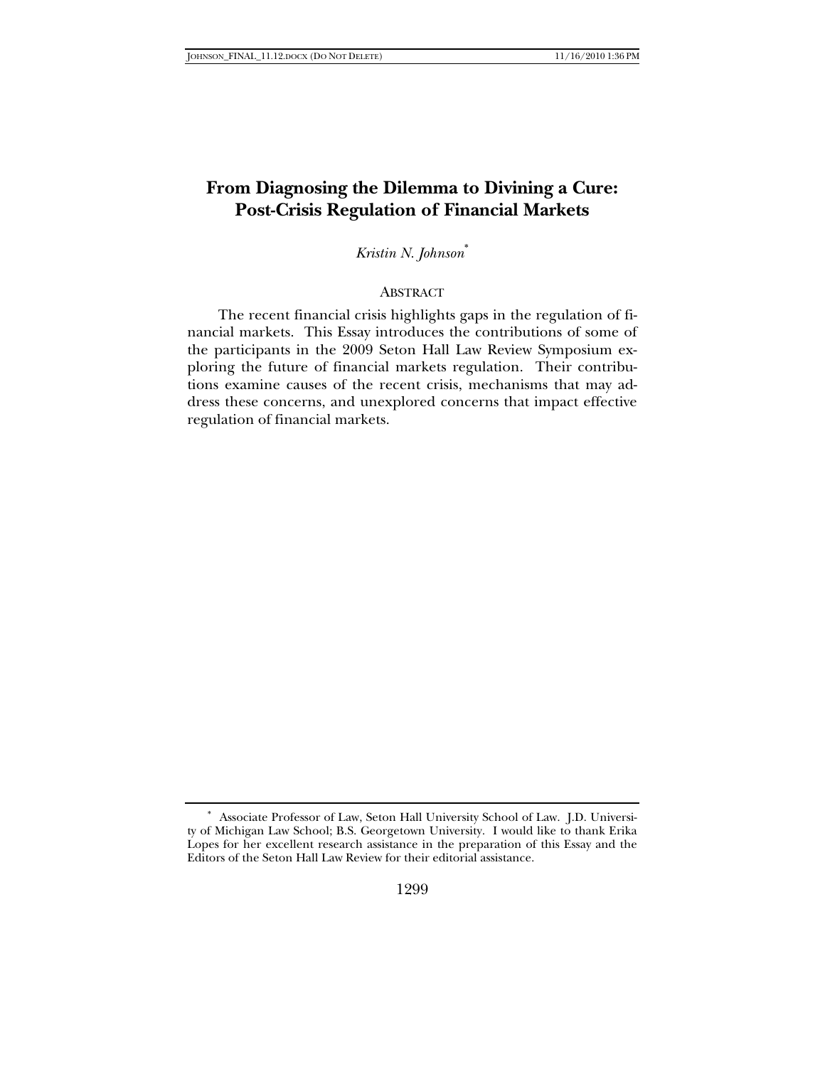# From Diagnosing the Dilemma to Divining a Cure: Post-Crisis Regulation of Financial Markets

*Kristin N. Johnson*[*]

ABSTRACT

The recent financial crisis highlights gaps in the regulation of financial markets. This Essay introduces the contributions of some of the participants in the 2009 Seton Hall Law Review Symposium exploring the future of financial markets regulation. Their contributions examine causes of the recent crisis, mechanisms that may address these concerns, and unexplored concerns that impact effective regulation of financial markets.

---

[*] Associate Professor of Law, Seton Hall University School of Law. J.D. University of Michigan Law School; B.S. Georgetown University. I would like to thank Erika Lopes for her excellent research assistance in the preparation of this Essay and the Editors of the Seton Hall Law Review for their editorial assistance.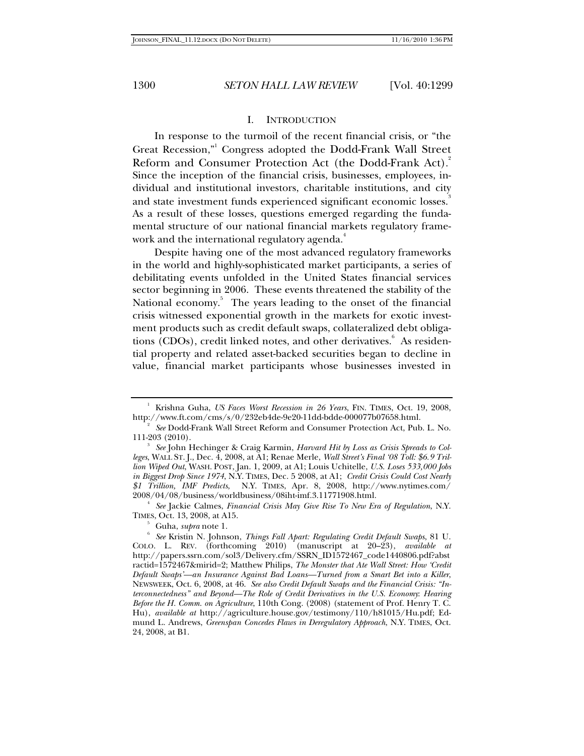## I. INTRODUCTION

In response to the turmoil of the recent financial crisis, or "the Great Recession,"[1] Congress adopted the Dodd-Frank Wall Street Reform and Consumer Protection Act (the Dodd-Frank Act).[2] Since the inception of the financial crisis, businesses, employees, individual and institutional investors, charitable institutions, and city and state investment funds experienced significant economic losses.[3] As a result of these losses, questions emerged regarding the fundamental structure of our national financial markets regulatory framework and the international regulatory agenda.[4]

Despite having one of the most advanced regulatory frameworks in the world and highly-sophisticated market participants, a series of debilitating events unfolded in the United States financial services sector beginning in 2006. These events threatened the stability of the National economy.[5] The years leading to the onset of the financial crisis witnessed exponential growth in the markets for exotic investment products such as credit default swaps, collateralized debt obligations (CDOs), credit linked notes, and other derivatives.[6] As residential property and related asset-backed securities began to decline in value, financial market participants whose businesses invested in

---

[1] Krishna Guha, *US Faces Worst Recession in 26 Years*, FIN. TIMES, Oct. 19, 2008, http://www.ft.com/cms/s/0/232eb4de-9e20-11dd-bdde-000077b07658.html.

[2] *See* Dodd-Frank Wall Street Reform and Consumer Protection Act, Pub. L. No. 111-203 (2010).

[3] *See* John Hechinger & Craig Karmin, *Harvard Hit by Loss as Crisis Spreads to Colleges*, WALL ST. J., Dec. 4, 2008, at A1; Renae Merle, *Wall Street's Final '08 Toll: $6.9 Trillion Wiped Out*, WASH. POST, Jan. 1, 2009, at A1; Louis Uchitelle, *U.S. Loses 533,000 Jobs in Biggest Drop Since 1974*, N.Y. TIMES, Dec. 5 2008, at A1; *Credit Crisis Could Cost Nearly $1 Trillion, IMF Predicts*, N.Y. TIMES, Apr. 8, 2008, http://www.nytimes.com/2008/04/08/business/worldbusiness/08iht-imf.3.11771908.html.

[4] *See* Jackie Calmes, *Financial Crisis May Give Rise To New Era of Regulation*, N.Y. TIMES, Oct. 13, 2008, at A15.

[5] Guha, *supra* note 1.

[6] *See* Kristin N. Johnson, *Things Fall Apart: Regulating Credit Default Swaps*, 81 U. COLO. L. REV. (forthcoming 2010) (manuscript at 20–23), *available at* http://papers.ssrn.com/sol3/Delivery.cfm/SSRN_ID1572467_code1440806.pdf?abstractid=1572467&mirid=2; Matthew Philips, *The Monster that Ate Wall Street: How 'Credit Default Swaps'—an Insurance Against Bad Loans—Turned from a Smart Bet into a Killer*, NEWSWEEK, Oct. 6, 2008, at 46. *See also Credit Default Swaps and the Financial Crisis: "Interconnectedness" and Beyond—The Role of Credit Derivatives in the U.S. Economy*: *Hearing Before the H. Comm. on Agriculture*, 110th Cong. (2008) (statement of Prof. Henry T. C. Hu), *available at* http://agriculture.house.gov/testimony/110/h81015/Hu.pdf; Edmund L. Andrews, *Greenspan Concedes Flaws in Deregulatory Approach*, N.Y. TIMES, Oct. 24, 2008, at B1.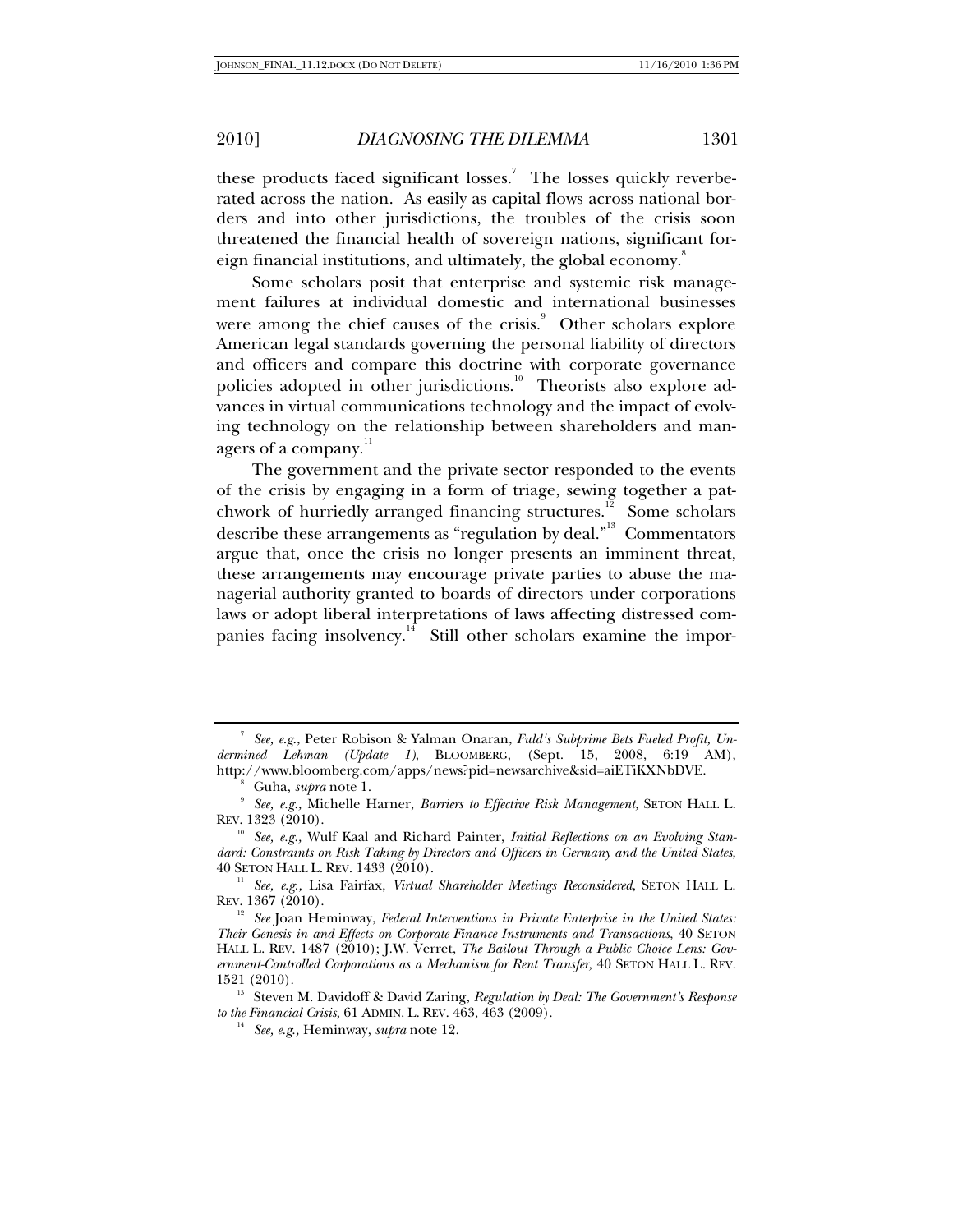these products faced significant losses.[7] The losses quickly reverberated across the nation. As easily as capital flows across national borders and into other jurisdictions, the troubles of the crisis soon threatened the financial health of sovereign nations, significant foreign financial institutions, and ultimately, the global economy.[8]

Some scholars posit that enterprise and systemic risk management failures at individual domestic and international businesses were among the chief causes of the crisis.[9] Other scholars explore American legal standards governing the personal liability of directors and officers and compare this doctrine with corporate governance policies adopted in other jurisdictions.[10] Theorists also explore advances in virtual communications technology and the impact of evolving technology on the relationship between shareholders and managers of a company.[11]

The government and the private sector responded to the events of the crisis by engaging in a form of triage, sewing together a patchwork of hurriedly arranged financing structures.[12] Some scholars describe these arrangements as "regulation by deal."[13] Commentators argue that, once the crisis no longer presents an imminent threat, these arrangements may encourage private parties to abuse the managerial authority granted to boards of directors under corporations laws or adopt liberal interpretations of laws affecting distressed companies facing insolvency.[14] Still other scholars examine the impor-

---

[7] *See, e.g.*, Peter Robison & Yalman Onaran, *Fuld's Subprime Bets Fueled Profit, Undermined Lehman (Update 1)*, BLOOMBERG, (Sept. 15, 2008, 6:19 AM), http://www.bloomberg.com/apps/news?pid=newsarchive&sid=aiETiKXNbDVE.

[8] Guha, *supra* note 1.

[9] *See, e.g.*, Michelle Harner, *Barriers to Effective Risk Management,* SETON HALL L. REV. 1323 (2010).

[10] *See, e.g.*, Wulf Kaal and Richard Painter, *Initial Reflections on an Evolving Standard: Constraints on Risk Taking by Directors and Officers in Germany and the United States*, 40 SETON HALL L. REV. 1433 (2010).

[11] *See, e.g.*, Lisa Fairfax, *Virtual Shareholder Meetings Reconsidered*, SETON HALL L. REV. 1367 (2010).

[12] *See* Joan Heminway, *Federal Interventions in Private Enterprise in the United States: Their Genesis in and Effects on Corporate Finance Instruments and Transactions*, 40 SETON HALL L. REV. 1487 (2010); J.W. Verret, *The Bailout Through a Public Choice Lens: Government-Controlled Corporations as a Mechanism for Rent Transfer,* 40 SETON HALL L. REV. 1521 (2010).

[13] Steven M. Davidoff & David Zaring, *Regulation by Deal: The Government's Response to the Financial Crisis*, 61 ADMIN. L. REV. 463, 463 (2009).

[14] *See, e.g.*, Heminway, *supra* note 12.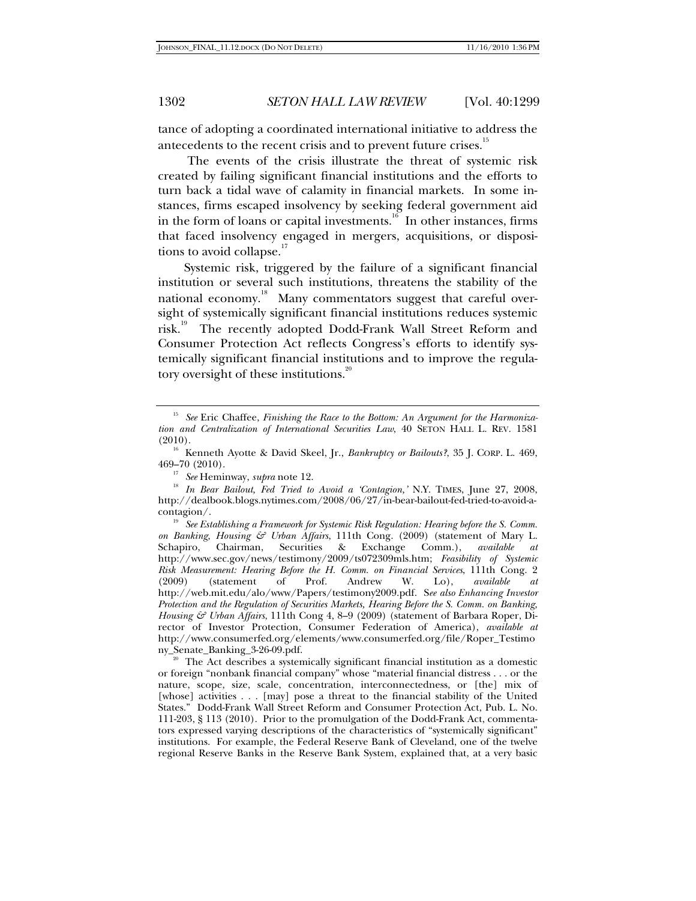tance of adopting a coordinated international initiative to address the antecedents to the recent crisis and to prevent future crises.[15]

The events of the crisis illustrate the threat of systemic risk created by failing significant financial institutions and the efforts to turn back a tidal wave of calamity in financial markets. In some instances, firms escaped insolvency by seeking federal government aid in the form of loans or capital investments.[16] In other instances, firms that faced insolvency engaged in mergers, acquisitions, or dispositions to avoid collapse.[17]

Systemic risk, triggered by the failure of a significant financial institution or several such institutions, threatens the stability of the national economy.[18] Many commentators suggest that careful oversight of systemically significant financial institutions reduces systemic risk.[19] The recently adopted Dodd-Frank Wall Street Reform and Consumer Protection Act reflects Congress's efforts to identify systemically significant financial institutions and to improve the regulatory oversight of these institutions.[20]

---

[15] *See* Eric Chaffee, *Finishing the Race to the Bottom: An Argument for the Harmonization and Centralization of International Securities Law*, 40 SETON HALL L. REV. 1581 (2010).

[16] Kenneth Ayotte & David Skeel, Jr., *Bankruptcy or Bailouts?*, 35 J. CORP. L. 469, 469–70 (2010).

[17] *See* Heminway, *supra* note 12.

[18] *In Bear Bailout, Fed Tried to Avoid a 'Contagion,'* N.Y. TIMES, June 27, 2008, http://dealbook.blogs.nytimes.com/2008/06/27/in-bear-bailout-fed-tried-to-avoid-a-contagion/.

[19] *See Establishing a Framework for Systemic Risk Regulation: Hearing before the S. Comm. on Banking, Housing & Urban Affairs*, 111th Cong. (2009) (statement of Mary L. Schapiro, Chairman, Securities & Exchange Comm.), *available at* http://www.sec.gov/news/testimony/2009/ts072309mls.htm; *Feasibility of Systemic Risk Measurement: Hearing Before the H. Comm. on Financial Services*, 111th Cong. 2 (2009) (statement of Prof. Andrew W. Lo), *available at* http://web.mit.edu/alo/www/Papers/testimony2009.pdf. S*ee also Enhancing Investor Protection and the Regulation of Securities Markets, Hearing Before the S. Comm. on Banking, Housing & Urban Affairs*, 111th Cong 4, 8–9 (2009) (statement of Barbara Roper, Director of Investor Protection, Consumer Federation of America), *available at* http://www.consumerfed.org/elements/www.consumerfed.org/file/Roper_Testimony_Senate_Banking_3-26-09.pdf.

[20] The Act describes a systemically significant financial institution as a domestic or foreign "nonbank financial company" whose "material financial distress . . . or the nature, scope, size, scale, concentration, interconnectedness, or [the] mix of [whose] activities . . . [may] pose a threat to the financial stability of the United States." Dodd-Frank Wall Street Reform and Consumer Protection Act, Pub. L. No. 111-203, § 113 (2010). Prior to the promulgation of the Dodd-Frank Act, commentators expressed varying descriptions of the characteristics of "systemically significant" institutions. For example, the Federal Reserve Bank of Cleveland, one of the twelve regional Reserve Banks in the Reserve Bank System, explained that, at a very basic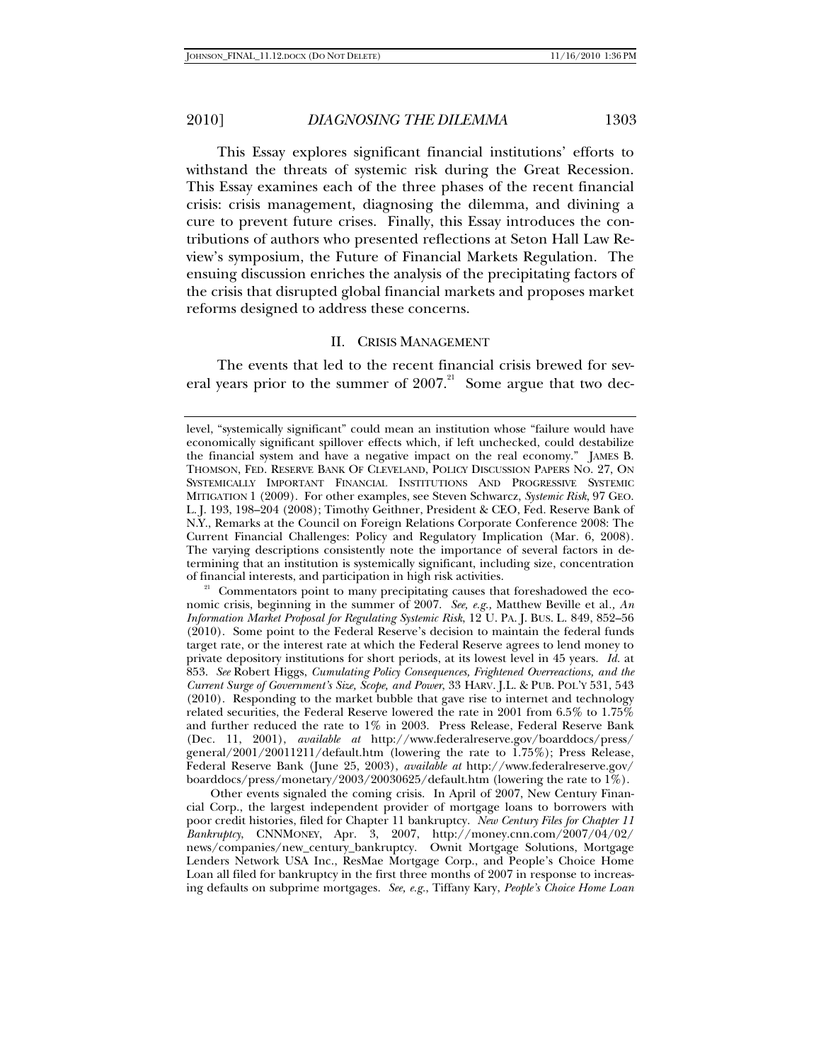This Essay explores significant financial institutions' efforts to withstand the threats of systemic risk during the Great Recession. This Essay examines each of the three phases of the recent financial crisis: crisis management, diagnosing the dilemma, and divining a cure to prevent future crises. Finally, this Essay introduces the contributions of authors who presented reflections at Seton Hall Law Review's symposium, the Future of Financial Markets Regulation. The ensuing discussion enriches the analysis of the precipitating factors of the crisis that disrupted global financial markets and proposes market reforms designed to address these concerns.

## II. CRISIS MANAGEMENT

The events that led to the recent financial crisis brewed for several years prior to the summer of 2007.[21] Some argue that two dec-

---

level, "systemically significant" could mean an institution whose "failure would have economically significant spillover effects which, if left unchecked, could destabilize the financial system and have a negative impact on the real economy." JAMES B. THOMSON, FED. RESERVE BANK OF CLEVELAND, POLICY DISCUSSION PAPERS NO. 27, ON SYSTEMICALLY IMPORTANT FINANCIAL INSTITUTIONS AND PROGRESSIVE SYSTEMIC MITIGATION 1 (2009). For other examples, see Steven Schwarcz, *Systemic Risk*, 97 GEO. L. J. 193, 198–204 (2008); Timothy Geithner, President & CEO, Fed. Reserve Bank of N.Y., Remarks at the Council on Foreign Relations Corporate Conference 2008: The Current Financial Challenges: Policy and Regulatory Implication (Mar. 6, 2008). The varying descriptions consistently note the importance of several factors in determining that an institution is systemically significant, including size, concentration of financial interests, and participation in high risk activities.

[21] Commentators point to many precipitating causes that foreshadowed the economic crisis, beginning in the summer of 2007. *See, e.g.,* Matthew Beville et al., *An Information Market Proposal for Regulating Systemic Risk*, 12 U. PA. J. BUS. L. 849, 852–56 (2010). Some point to the Federal Reserve's decision to maintain the federal funds target rate, or the interest rate at which the Federal Reserve agrees to lend money to private depository institutions for short periods, at its lowest level in 45 years. *Id.* at 853. *See* Robert Higgs, *Cumulating Policy Consequences, Frightened Overreactions, and the Current Surge of Government's Size, Scope, and Power*, 33 HARV. J.L. & PUB. POL'Y 531, 543 (2010). Responding to the market bubble that gave rise to internet and technology related securities, the Federal Reserve lowered the rate in 2001 from 6.5% to 1.75% and further reduced the rate to 1% in 2003. Press Release, Federal Reserve Bank (Dec. 11, 2001), *available at* http://www.federalreserve.gov/boarddocs/press/general/2001/20011211/default.htm (lowering the rate to 1.75%); Press Release, Federal Reserve Bank (June 25, 2003), *available at* http://www.federalreserve.gov/boarddocs/press/monetary/2003/20030625/default.htm (lowering the rate to 1%).

Other events signaled the coming crisis. In April of 2007, New Century Financial Corp., the largest independent provider of mortgage loans to borrowers with poor credit histories, filed for Chapter 11 bankruptcy. *New Century Files for Chapter 11 Bankruptcy*, CNNMONEY, Apr. 3, 2007, http://money.cnn.com/2007/04/02/news/companies/new_century_bankruptcy. Ownit Mortgage Solutions, Mortgage Lenders Network USA Inc., ResMae Mortgage Corp., and People's Choice Home Loan all filed for bankruptcy in the first three months of 2007 in response to increasing defaults on subprime mortgages. *See, e.g.*, Tiffany Kary, *People's Choice Home Loan*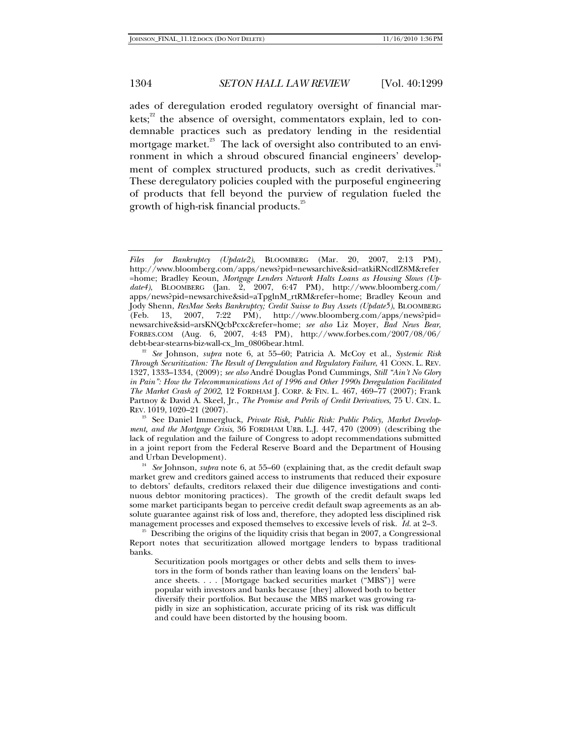ades of deregulation eroded regulatory oversight of financial markets;[22] the absence of oversight, commentators explain, led to condemnable practices such as predatory lending in the residential mortgage market.[23] The lack of oversight also contributed to an environment in which a shroud obscured financial engineers' development of complex structured products, such as credit derivatives.[24] These deregulatory policies coupled with the purposeful engineering of products that fell beyond the purview of regulation fueled the growth of high-risk financial products.[25]

---

*Files for Bankruptcy (Update2)*, BLOOMBERG (Mar. 20, 2007, 2:13 PM), http://www.bloomberg.com/apps/news?pid=newsarchive&sid=atkiRNcdlZ8M&refer=home; Bradley Keoun, *Mortgage Lenders Network Halts Loans as Housing Slows (Update4)*, BLOOMBERG (Jan. 2, 2007, 6:47 PM), http://www.bloomberg.com/apps/news?pid=newsarchive&sid=aTpglnM_rtRM&refer=home; Bradley Keoun and Jody Shenn, *ResMae Seeks Bankruptcy; Credit Suisse to Buy Assets (Update5)*, BLOOMBERG (Feb. 13, 2007, 7:22 PM), http://www.bloomberg.com/apps/news?pid=newsarchive&sid=arsKNQcbPcxc&refer=home; *see also* Liz Moyer, *Bad News Bear*, FORBES.COM (Aug. 6, 2007, 4:43 PM), http://www.forbes.com/2007/08/06/debt-bear-stearns-biz-wall-cx_lm_0806bear.html.

[22] *See* Johnson, *supra* note 6, at 55–60; Patricia A. McCoy et al., *Systemic Risk Through Securitization: The Result of Deregulation and Regulatory Failure*, 41 CONN. L. REV. 1327, 1333–1334, (2009); *see also* André Douglas Pond Cummings, *Still "Ain't No Glory in Pain": How the Telecommunications Act of 1996 and Other 1990s Deregulation Facilitated The Market Crash of 2002*, 12 FORDHAM J. CORP. & FIN. L. 467, 469–77 (2007); Frank Partnoy & David A. Skeel, Jr., *The Promise and Perils of Credit Derivatives*, 75 U. CIN. L. REV. 1019, 1020–21 (2007).

[23] See Daniel Immergluck, *Private Risk, Public Risk: Public Policy, Market Development, and the Mortgage Crisis*, 36 FORDHAM URB. L.J. 447, 470 (2009) (describing the lack of regulation and the failure of Congress to adopt recommendations submitted in a joint report from the Federal Reserve Board and the Department of Housing and Urban Development).

[24] *See* Johnson, *supra* note 6, at 55–60 (explaining that, as the credit default swap market grew and creditors gained access to instruments that reduced their exposure to debtors' defaults, creditors relaxed their due diligence investigations and continuous debtor monitoring practices). The growth of the credit default swaps led some market participants began to perceive credit default swap agreements as an absolute guarantee against risk of loss and, therefore, they adopted less disciplined risk management processes and exposed themselves to excessive levels of risk. *Id.* at 2–3.

[25] Describing the origins of the liquidity crisis that began in 2007, a Congressional Report notes that securitization allowed mortgage lenders to bypass traditional banks.

> Securitization pools mortgages or other debts and sells them to investors in the form of bonds rather than leaving loans on the lenders' balance sheets. . . . [Mortgage backed securities market ("MBS")] were popular with investors and banks because [they] allowed both to better diversify their portfolios. But because the MBS market was growing rapidly in size an sophistication, accurate pricing of its risk was difficult and could have been distorted by the housing boom.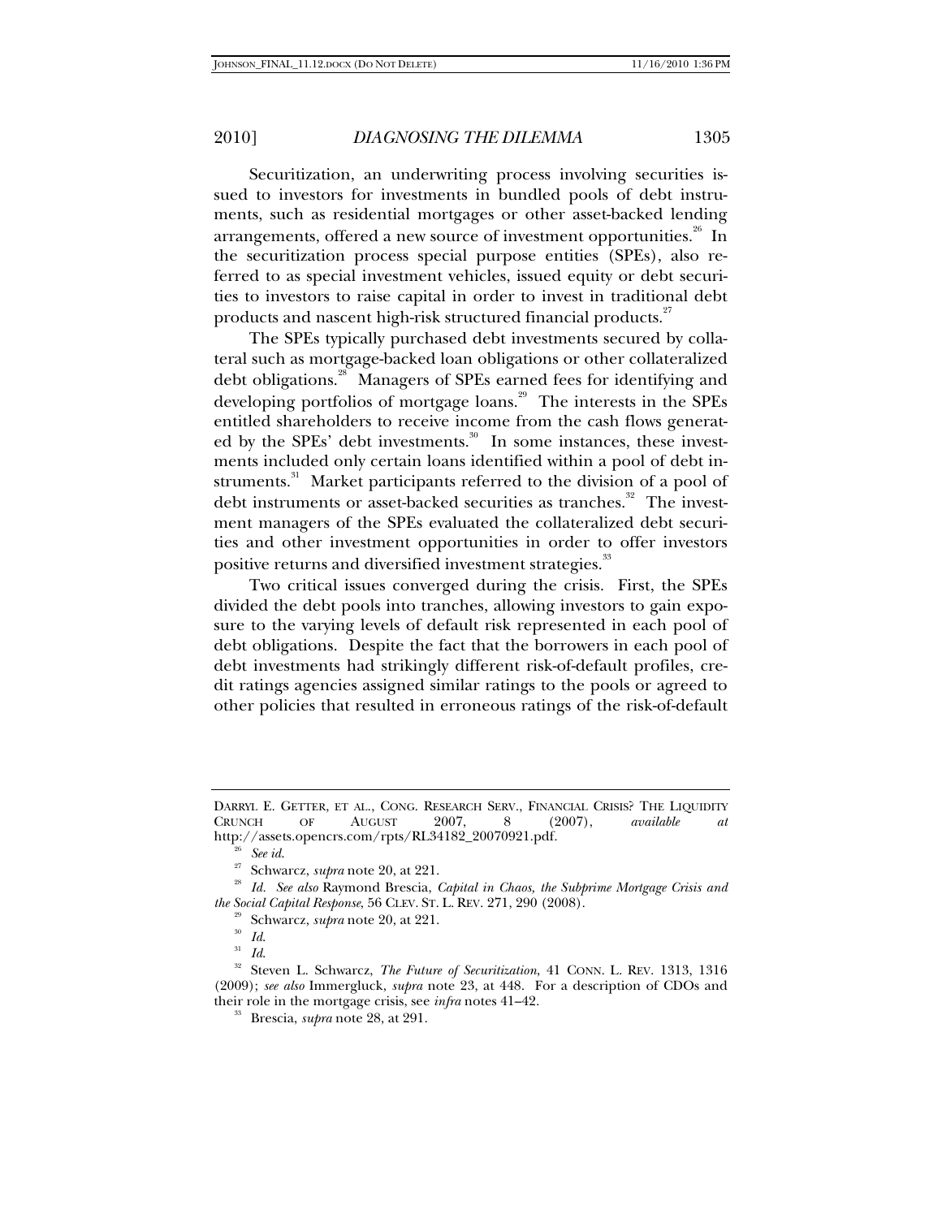Securitization, an underwriting process involving securities issued to investors for investments in bundled pools of debt instruments, such as residential mortgages or other asset-backed lending arrangements, offered a new source of investment opportunities.[26] In the securitization process special purpose entities (SPEs), also referred to as special investment vehicles, issued equity or debt securities to investors to raise capital in order to invest in traditional debt products and nascent high-risk structured financial products.[27]

The SPEs typically purchased debt investments secured by collateral such as mortgage-backed loan obligations or other collateralized debt obligations.[28] Managers of SPEs earned fees for identifying and developing portfolios of mortgage loans.[29] The interests in the SPEs entitled shareholders to receive income from the cash flows generated by the SPEs' debt investments.[30] In some instances, these investments included only certain loans identified within a pool of debt instruments.[31] Market participants referred to the division of a pool of debt instruments or asset-backed securities as tranches.[32] The investment managers of the SPEs evaluated the collateralized debt securities and other investment opportunities in order to offer investors positive returns and diversified investment strategies.[33]

Two critical issues converged during the crisis. First, the SPEs divided the debt pools into tranches, allowing investors to gain exposure to the varying levels of default risk represented in each pool of debt obligations. Despite the fact that the borrowers in each pool of debt investments had strikingly different risk-of-default profiles, credit ratings agencies assigned similar ratings to the pools or agreed to other policies that resulted in erroneous ratings of the risk-of-default

---

DARRYL E. GETTER, ET AL., CONG. RESEARCH SERV., FINANCIAL CRISIS? THE LIQUIDITY CRUNCH OF AUGUST 2007, 8 (2007), *available at* http://assets.opencrs.com/rpts/RL34182_20070921.pdf.

[26] *See id.*

[27] Schwarcz, *supra* note 20, at 221.

[28] *Id. See also* Raymond Brescia, *Capital in Chaos, the Subprime Mortgage Crisis and the Social Capital Response*, 56 CLEV. ST. L. REV. 271, 290 (2008).

[29] Schwarcz, *supra* note 20, at 221.

[30] *Id.*

[31] *Id.*

[32] Steven L. Schwarcz, *The Future of Securitization*, 41 CONN. L. REV. 1313, 1316 (2009); *see also* Immergluck, *supra* note 23, at 448. For a description of CDOs and their role in the mortgage crisis, see *infra* notes 41–42.

[33] Brescia, *supra* note 28, at 291.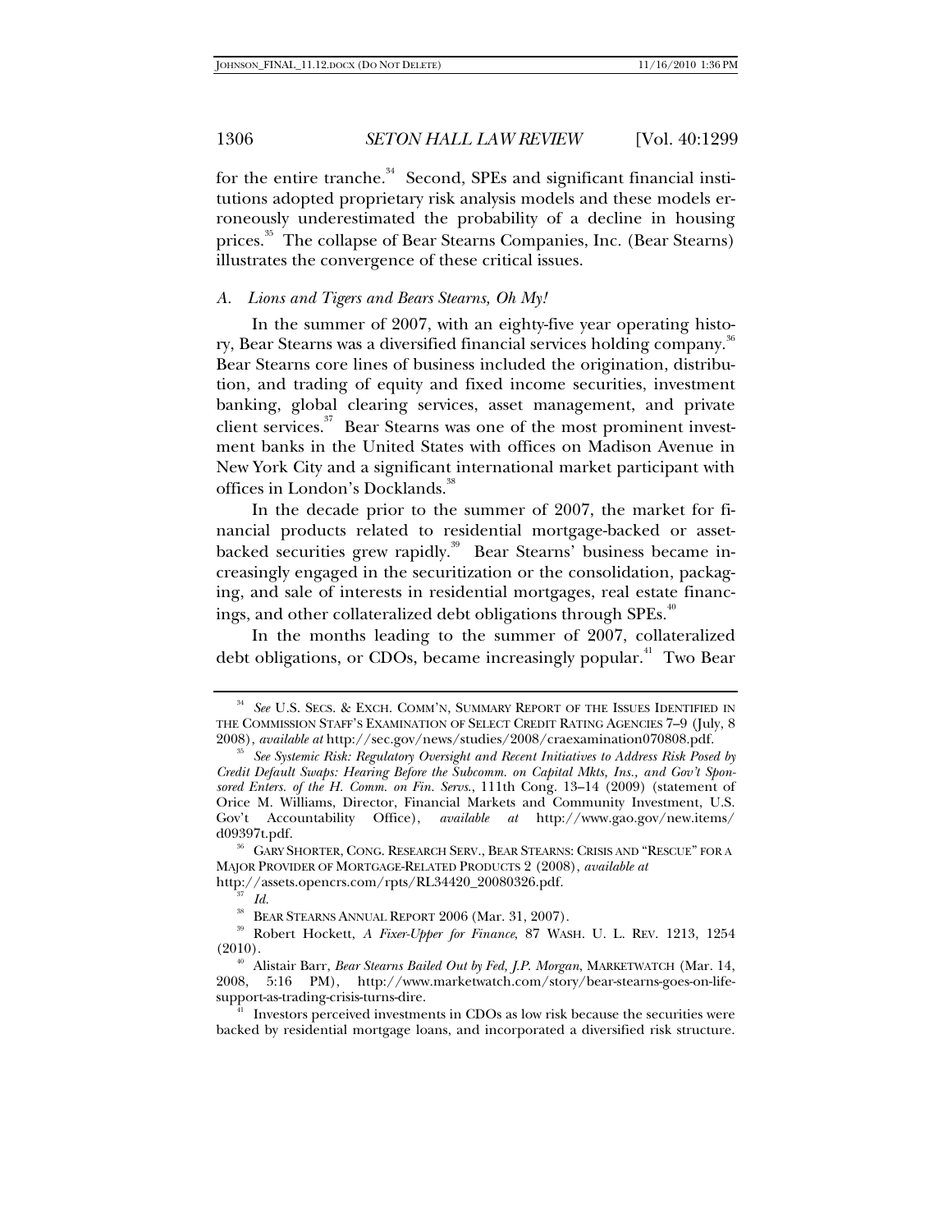for the entire tranche.[34] Second, SPEs and significant financial institutions adopted proprietary risk analysis models and these models erroneously underestimated the probability of a decline in housing prices.[35] The collapse of Bear Stearns Companies, Inc. (Bear Stearns) illustrates the convergence of these critical issues.

### A. *Lions and Tigers and Bears Stearns, Oh My!*

In the summer of 2007, with an eighty-five year operating history, Bear Stearns was a diversified financial services holding company.[36] Bear Stearns core lines of business included the origination, distribution, and trading of equity and fixed income securities, investment banking, global clearing services, asset management, and private client services.[37] Bear Stearns was one of the most prominent investment banks in the United States with offices on Madison Avenue in New York City and a significant international market participant with offices in London's Docklands.[38]

In the decade prior to the summer of 2007, the market for financial products related to residential mortgage-backed or asset-backed securities grew rapidly.[39] Bear Stearns' business became increasingly engaged in the securitization or the consolidation, packaging, and sale of interests in residential mortgages, real estate financings, and other collateralized debt obligations through SPEs.[40]

In the months leading to the summer of 2007, collateralized debt obligations, or CDOs, became increasingly popular.[41] Two Bear

---

[34] *See* U.S. SECS. & EXCH. COMM'N, SUMMARY REPORT OF THE ISSUES IDENTIFIED IN THE COMMISSION STAFF'S EXAMINATION OF SELECT CREDIT RATING AGENCIES 7–9 (July, 8 2008), *available at* http://sec.gov/news/studies/2008/craexamination070808.pdf.

[35] *See Systemic Risk: Regulatory Oversight and Recent Initiatives to Address Risk Posed by Credit Default Swaps: Hearing Before the Subcomm. on Capital Mkts, Ins., and Gov't Sponsored Enters. of the H. Comm. on Fin. Servs.*, 111th Cong. 13–14 (2009) (statement of Orice M. Williams, Director, Financial Markets and Community Investment, U.S. Gov't Accountability Office), *available at* http://www.gao.gov/new.items/d09397t.pdf.

[36] GARY SHORTER, CONG. RESEARCH SERV., BEAR STEARNS: CRISIS AND "RESCUE" FOR A MAJOR PROVIDER OF MORTGAGE-RELATED PRODUCTS 2 (2008), *available at* http://assets.opencrs.com/rpts/RL34420_20080326.pdf.

[37] *Id.*

[38] BEAR STEARNS ANNUAL REPORT 2006 (Mar. 31, 2007).

[39] Robert Hockett, *A Fixer-Upper for Finance*, 87 WASH. U. L. REV. 1213, 1254 (2010).

[40] Alistair Barr, *Bear Stearns Bailed Out by Fed, J.P. Morgan*, MARKETWATCH (Mar. 14, 2008, 5:16 PM), http://www.marketwatch.com/story/bear-stearns-goes-on-life-support-as-trading-crisis-turns-dire.

[41] Investors perceived investments in CDOs as low risk because the securities were backed by residential mortgage loans, and incorporated a diversified risk structure.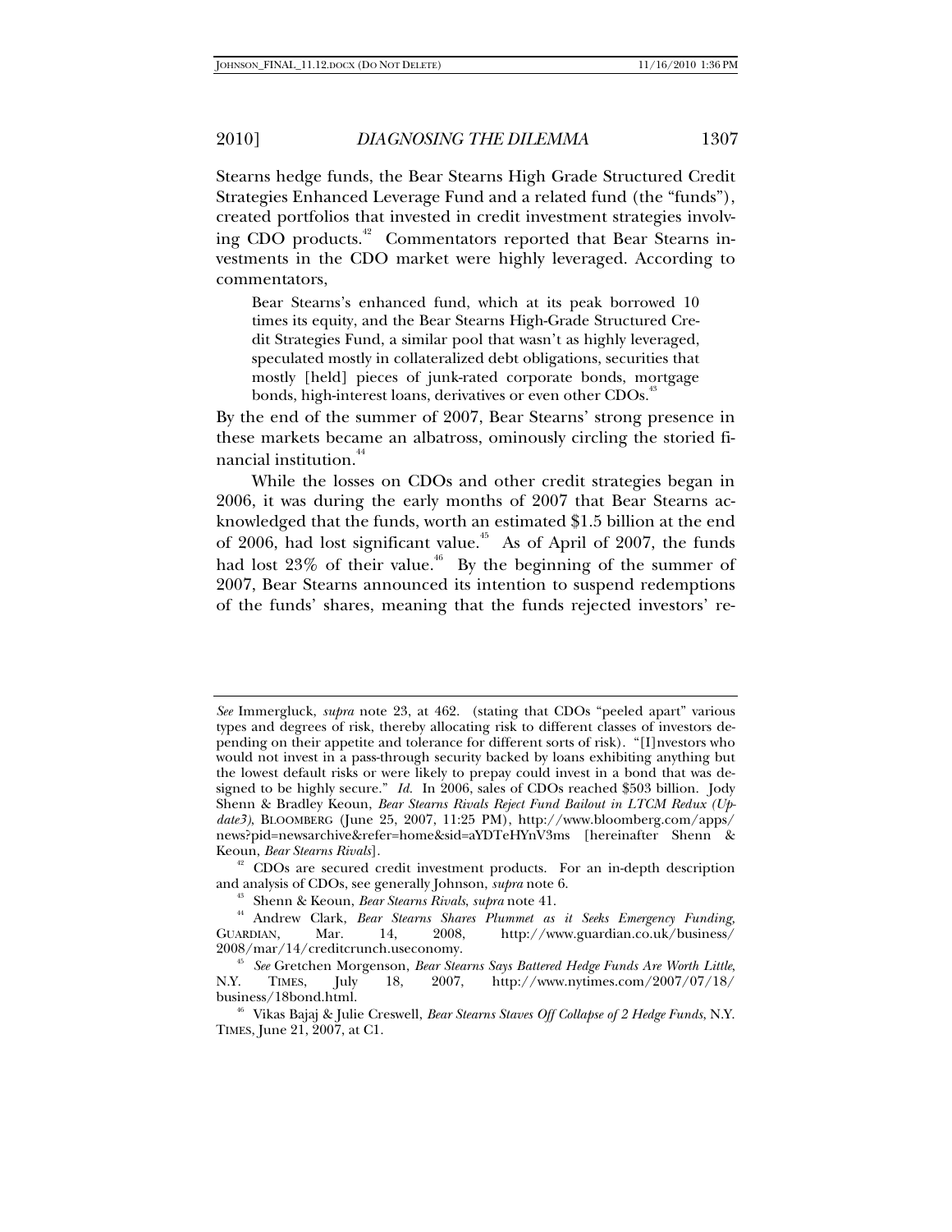Stearns hedge funds, the Bear Stearns High Grade Structured Credit Strategies Enhanced Leverage Fund and a related fund (the "funds"), created portfolios that invested in credit investment strategies involving CDO products.[42] Commentators reported that Bear Stearns investments in the CDO market were highly leveraged. According to commentators,

> Bear Stearns's enhanced fund, which at its peak borrowed 10 times its equity, and the Bear Stearns High-Grade Structured Credit Strategies Fund, a similar pool that wasn't as highly leveraged, speculated mostly in collateralized debt obligations, securities that mostly [held] pieces of junk-rated corporate bonds, mortgage bonds, high-interest loans, derivatives or even other CDOs.[43]

By the end of the summer of 2007, Bear Stearns' strong presence in these markets became an albatross, ominously circling the storied financial institution.[44]

While the losses on CDOs and other credit strategies began in 2006, it was during the early months of 2007 that Bear Stearns acknowledged that the funds, worth an estimated $1.5 billion at the end of 2006, had lost significant value.[45] As of April of 2007, the funds had lost 23% of their value.[46] By the beginning of the summer of 2007, Bear Stearns announced its intention to suspend redemptions of the funds' shares, meaning that the funds rejected investors' re-

---

*See* Immergluck, *supra* note 23, at 462. (stating that CDOs "peeled apart" various types and degrees of risk, thereby allocating risk to different classes of investors depending on their appetite and tolerance for different sorts of risk). "[I]nvestors who would not invest in a pass-through security backed by loans exhibiting anything but the lowest default risks or were likely to prepay could invest in a bond that was designed to be highly secure." *Id.* In 2006, sales of CDOs reached $503 billion. Jody Shenn & Bradley Keoun, *Bear Stearns Rivals Reject Fund Bailout in LTCM Redux (Update3)*, BLOOMBERG (June 25, 2007, 11:25 PM), http://www.bloomberg.com/apps/news?pid=newsarchive&refer=home&sid=aYDTeHYnV3ms [hereinafter Shenn & Keoun, *Bear Stearns Rivals*].

[42] CDOs are secured credit investment products. For an in-depth description and analysis of CDOs, see generally Johnson, *supra* note 6.

[43] Shenn & Keoun, *Bear Stearns Rivals*, *supra* note 41.

[44] Andrew Clark, *Bear Stearns Shares Plummet as it Seeks Emergency Funding*, GUARDIAN, Mar. 14, 2008, http://www.guardian.co.uk/business/2008/mar/14/creditcrunch.useconomy.

[45] *See* Gretchen Morgenson, *Bear Stearns Says Battered Hedge Funds Are Worth Little*, N.Y. TIMES, July 18, 2007, http://www.nytimes.com/2007/07/18/business/18bond.html.

[46] Vikas Bajaj & Julie Creswell, *Bear Stearns Staves Off Collapse of 2 Hedge Funds*, N.Y. TIMES, June 21, 2007, at C1.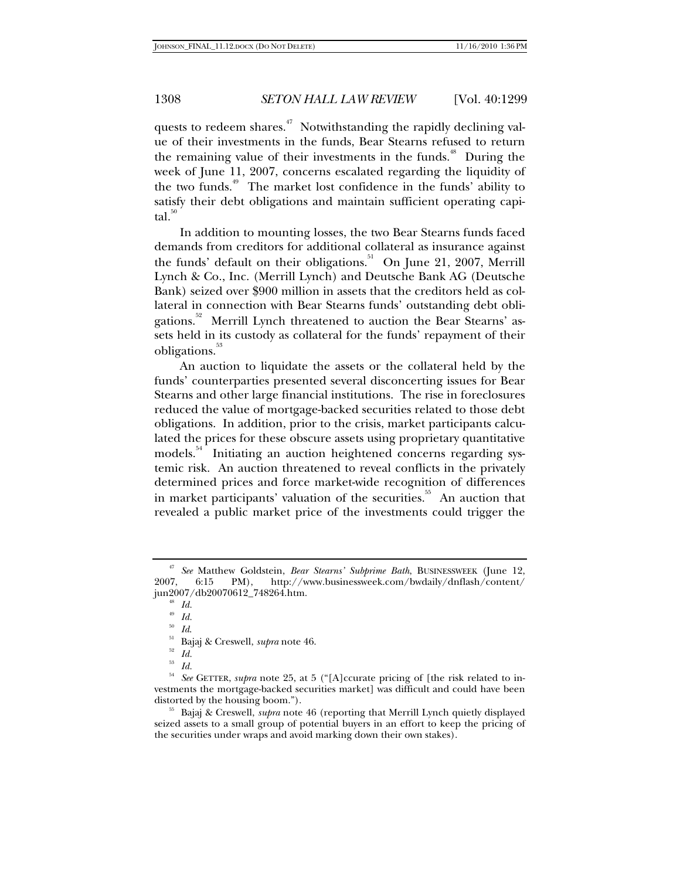quests to redeem shares.[47] Notwithstanding the rapidly declining value of their investments in the funds, Bear Stearns refused to return the remaining value of their investments in the funds.[48] During the week of June 11, 2007, concerns escalated regarding the liquidity of the two funds.[49] The market lost confidence in the funds' ability to satisfy their debt obligations and maintain sufficient operating capital.[50]

In addition to mounting losses, the two Bear Stearns funds faced demands from creditors for additional collateral as insurance against the funds' default on their obligations.[51] On June 21, 2007, Merrill Lynch & Co., Inc. (Merrill Lynch) and Deutsche Bank AG (Deutsche Bank) seized over $900 million in assets that the creditors held as collateral in connection with Bear Stearns funds' outstanding debt obligations.[52] Merrill Lynch threatened to auction the Bear Stearns' assets held in its custody as collateral for the funds' repayment of their obligations.[53]

An auction to liquidate the assets or the collateral held by the funds' counterparties presented several disconcerting issues for Bear Stearns and other large financial institutions. The rise in foreclosures reduced the value of mortgage-backed securities related to those debt obligations. In addition, prior to the crisis, market participants calculated the prices for these obscure assets using proprietary quantitative models.[54] Initiating an auction heightened concerns regarding systemic risk. An auction threatened to reveal conflicts in the privately determined prices and force market-wide recognition of differences in market participants' valuation of the securities.[55] An auction that revealed a public market price of the investments could trigger the

---

[47] *See* Matthew Goldstein, *Bear Stearns' Subprime Bath*, BUSINESSWEEK (June 12, 2007, 6:15 PM), http://www.businessweek.com/bwdaily/dnflash/content/jun2007/db20070612_748264.htm.

[48] *Id.*

[49] *Id.*

[50] *Id.*

[51] Bajaj & Creswell, *supra* note 46.

[52] *Id.*

[53] *Id.*

[54] *See* GETTER, *supra* note 25, at 5 ("[A]ccurate pricing of [the risk related to investments the mortgage-backed securities market] was difficult and could have been distorted by the housing boom.").

[55] Bajaj & Creswell, *supra* note 46 (reporting that Merrill Lynch quietly displayed seized assets to a small group of potential buyers in an effort to keep the pricing of the securities under wraps and avoid marking down their own stakes).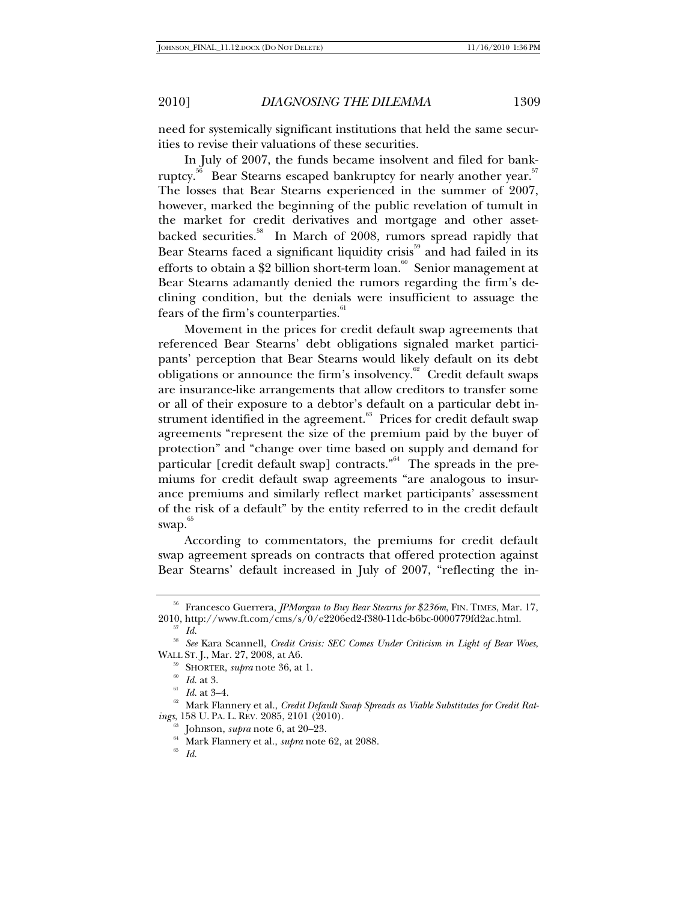need for systemically significant institutions that held the same securities to revise their valuations of these securities.

In July of 2007, the funds became insolvent and filed for bankruptcy.[56] Bear Stearns escaped bankruptcy for nearly another year.[57] The losses that Bear Stearns experienced in the summer of 2007, however, marked the beginning of the public revelation of tumult in the market for credit derivatives and mortgage and other asset-backed securities.[58] In March of 2008, rumors spread rapidly that Bear Stearns faced a significant liquidity crisis[59] and had failed in its efforts to obtain a $2 billion short-term loan.[60] Senior management at Bear Stearns adamantly denied the rumors regarding the firm's declining condition, but the denials were insufficient to assuage the fears of the firm's counterparties.[61]

Movement in the prices for credit default swap agreements that referenced Bear Stearns' debt obligations signaled market participants' perception that Bear Stearns would likely default on its debt obligations or announce the firm's insolvency.[62] Credit default swaps are insurance-like arrangements that allow creditors to transfer some or all of their exposure to a debtor's default on a particular debt instrument identified in the agreement.[63] Prices for credit default swap agreements "represent the size of the premium paid by the buyer of protection" and "change over time based on supply and demand for particular [credit default swap] contracts."[64] The spreads in the premiums for credit default swap agreements "are analogous to insurance premiums and similarly reflect market participants' assessment of the risk of a default" by the entity referred to in the credit default swap.[65]

According to commentators, the premiums for credit default swap agreement spreads on contracts that offered protection against Bear Stearns' default increased in July of 2007, "reflecting the in-

---

[56] Francesco Guerrera, *JPMorgan to Buy Bear Stearns for $236m*, FIN. TIMES, Mar. 17, 2010, http://www.ft.com/cms/s/0/e2206ed2-f380-11dc-b6bc-0000779fd2ac.html.

[57] *Id.*

[58] *See* Kara Scannell, *Credit Crisis: SEC Comes Under Criticism in Light of Bear Woes*, WALL ST. J., Mar. 27, 2008, at A6.

[59] SHORTER, *supra* note 36, at 1.

[60] *Id.* at 3.

[61] *Id.* at 3–4.

[62] Mark Flannery et al., *Credit Default Swap Spreads as Viable Substitutes for Credit Ratings*, 158 U. PA. L. REV. 2085, 2101 (2010).

[63] Johnson, *supra* note 6, at 20–23.

[64] Mark Flannery et al., *supra* note 62, at 2088.

[65] *Id.*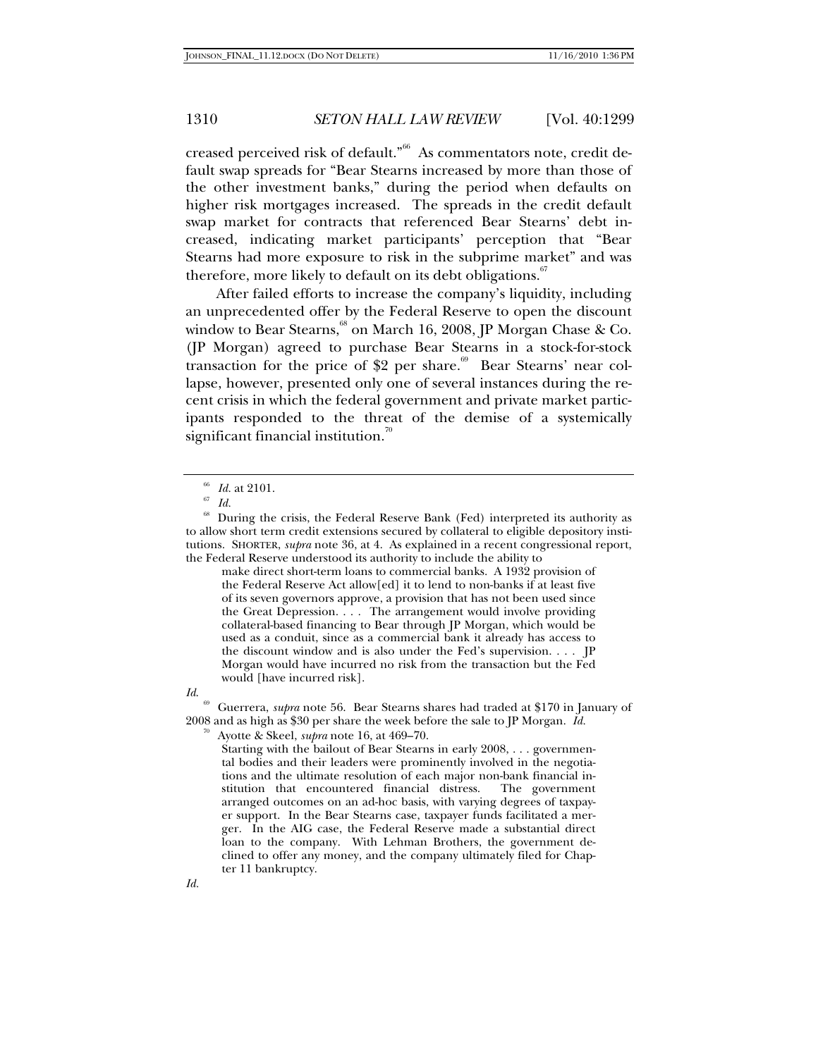creased perceived risk of default."[66] As commentators note, credit default swap spreads for "Bear Stearns increased by more than those of the other investment banks," during the period when defaults on higher risk mortgages increased. The spreads in the credit default swap market for contracts that referenced Bear Stearns' debt increased, indicating market participants' perception that "Bear Stearns had more exposure to risk in the subprime market" and was therefore, more likely to default on its debt obligations.[67]

After failed efforts to increase the company's liquidity, including an unprecedented offer by the Federal Reserve to open the discount window to Bear Stearns,[68] on March 16, 2008, JP Morgan Chase & Co. (JP Morgan) agreed to purchase Bear Stearns in a stock-for-stock transaction for the price of $2 per share.[69] Bear Stearns' near collapse, however, presented only one of several instances during the recent crisis in which the federal government and private market participants responded to the threat of the demise of a systemically significant financial institution.[70]

---

[66] *Id.* at 2101.

[67] *Id.*

[68] During the crisis, the Federal Reserve Bank (Fed) interpreted its authority as to allow short term credit extensions secured by collateral to eligible depository institutions. SHORTER, *supra* note 36, at 4. As explained in a recent congressional report, the Federal Reserve understood its authority to include the ability to

> make direct short-term loans to commercial banks. A 1932 provision of the Federal Reserve Act allow[ed] it to lend to non-banks if at least five of its seven governors approve, a provision that has not been used since the Great Depression. . . . The arrangement would involve providing collateral-based financing to Bear through JP Morgan, which would be used as a conduit, since as a commercial bank it already has access to the discount window and is also under the Fed's supervision. . . . JP Morgan would have incurred no risk from the transaction but the Fed would [have incurred risk].

*Id.*

[69] Guerrera, *supra* note 56. Bear Stearns shares had traded at $170 in January of 2008 and as high as $30 per share the week before the sale to JP Morgan. *Id.*

[70] Ayotte & Skeel, *supra* note 16, at 469–70.

> Starting with the bailout of Bear Stearns in early 2008, . . . governmental bodies and their leaders were prominently involved in the negotiations and the ultimate resolution of each major non-bank financial institution that encountered financial distress. The government arranged outcomes on an ad-hoc basis, with varying degrees of taxpayer support. In the Bear Stearns case, taxpayer funds facilitated a merger. In the AIG case, the Federal Reserve made a substantial direct loan to the company. With Lehman Brothers, the government declined to offer any money, and the company ultimately filed for Chapter 11 bankruptcy.

*Id.*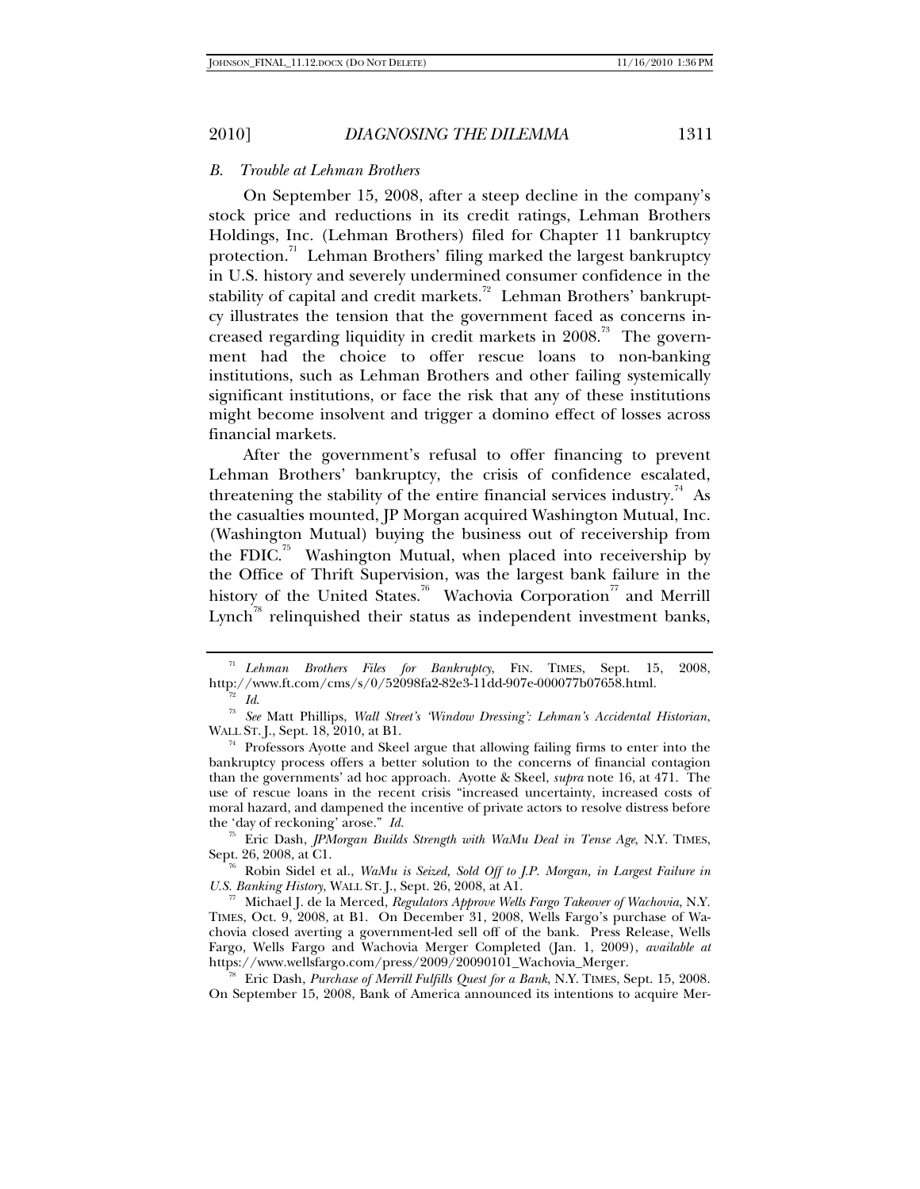### *B. Trouble at Lehman Brothers*

On September 15, 2008, after a steep decline in the company's stock price and reductions in its credit ratings, Lehman Brothers Holdings, Inc. (Lehman Brothers) filed for Chapter 11 bankruptcy protection.[71] Lehman Brothers' filing marked the largest bankruptcy in U.S. history and severely undermined consumer confidence in the stability of capital and credit markets.[72] Lehman Brothers' bankruptcy illustrates the tension that the government faced as concerns increased regarding liquidity in credit markets in 2008.[73] The government had the choice to offer rescue loans to non-banking institutions, such as Lehman Brothers and other failing systemically significant institutions, or face the risk that any of these institutions might become insolvent and trigger a domino effect of losses across financial markets.

After the government's refusal to offer financing to prevent Lehman Brothers' bankruptcy, the crisis of confidence escalated, threatening the stability of the entire financial services industry.[74] As the casualties mounted, JP Morgan acquired Washington Mutual, Inc. (Washington Mutual) buying the business out of receivership from the FDIC.[75] Washington Mutual, when placed into receivership by the Office of Thrift Supervision, was the largest bank failure in the history of the United States.[76] Wachovia Corporation[77] and Merrill Lynch[78] relinquished their status as independent investment banks,

---

[71] *Lehman Brothers Files for Bankruptcy*, FIN. TIMES, Sept. 15, 2008, http://www.ft.com/cms/s/0/52098fa2-82e3-11dd-907e-000077b07658.html.

[72] *Id.*

[73] *See* Matt Phillips, *Wall Street's 'Window Dressing': Lehman's Accidental Historian*, WALL ST. J., Sept. 18, 2010, at B1.

[74] Professors Ayotte and Skeel argue that allowing failing firms to enter into the bankruptcy process offers a better solution to the concerns of financial contagion than the governments' ad hoc approach. Ayotte & Skeel, *supra* note 16, at 471. The use of rescue loans in the recent crisis "increased uncertainty, increased costs of moral hazard, and dampened the incentive of private actors to resolve distress before the 'day of reckoning' arose." *Id.*

[75] Eric Dash, *JPMorgan Builds Strength with WaMu Deal in Tense Age*, N.Y. TIMES, Sept. 26, 2008, at C1.

[76] Robin Sidel et al., *WaMu is Seized, Sold Off to J.P. Morgan, in Largest Failure in U.S. Banking History*, WALL ST. J., Sept. 26, 2008, at A1.

[77] Michael J. de la Merced, *Regulators Approve Wells Fargo Takeover of Wachovia*, N.Y. TIMES, Oct. 9, 2008, at B1. On December 31, 2008, Wells Fargo's purchase of Wachovia closed averting a government-led sell off of the bank. Press Release, Wells Fargo, Wells Fargo and Wachovia Merger Completed (Jan. 1, 2009), *available at* https://www.wellsfargo.com/press/2009/20090101_Wachovia_Merger.

[78] Eric Dash, *Purchase of Merrill Fulfills Quest for a Bank*, N.Y. TIMES, Sept. 15, 2008. On September 15, 2008, Bank of America announced its intentions to acquire Mer-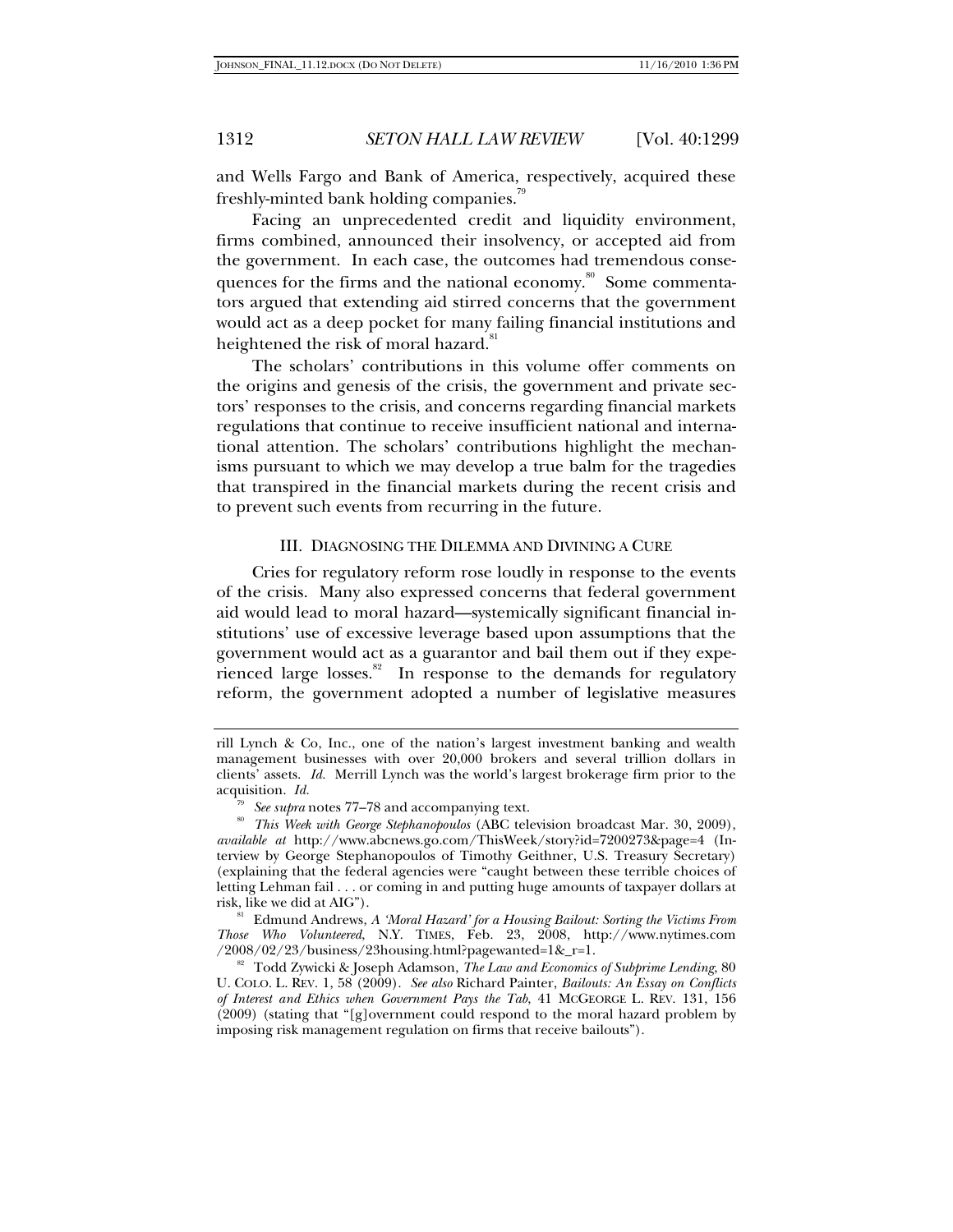and Wells Fargo and Bank of America, respectively, acquired these freshly-minted bank holding companies.[79]

Facing an unprecedented credit and liquidity environment, firms combined, announced their insolvency, or accepted aid from the government. In each case, the outcomes had tremendous consequences for the firms and the national economy.[80] Some commentators argued that extending aid stirred concerns that the government would act as a deep pocket for many failing financial institutions and heightened the risk of moral hazard.[81]

The scholars' contributions in this volume offer comments on the origins and genesis of the crisis, the government and private sectors' responses to the crisis, and concerns regarding financial markets regulations that continue to receive insufficient national and international attention. The scholars' contributions highlight the mechanisms pursuant to which we may develop a true balm for the tragedies that transpired in the financial markets during the recent crisis and to prevent such events from recurring in the future.

## III. DIAGNOSING THE DILEMMA AND DIVINING A CURE

Cries for regulatory reform rose loudly in response to the events of the crisis. Many also expressed concerns that federal government aid would lead to moral hazard—systemically significant financial institutions' use of excessive leverage based upon assumptions that the government would act as a guarantor and bail them out if they experienced large losses.[82] In response to the demands for regulatory reform, the government adopted a number of legislative measures

---

rill Lynch & Co, Inc., one of the nation's largest investment banking and wealth management businesses with over 20,000 brokers and several trillion dollars in clients' assets. *Id.* Merrill Lynch was the world's largest brokerage firm prior to the acquisition. *Id.*

[79] *See supra* notes 77–78 and accompanying text.

[80] *This Week with George Stephanopoulos* (ABC television broadcast Mar. 30, 2009), *available at* http://www.abcnews.go.com/ThisWeek/story?id=7200273&page=4 (Interview by George Stephanopoulos of Timothy Geithner, U.S. Treasury Secretary) (explaining that the federal agencies were "caught between these terrible choices of letting Lehman fail . . . or coming in and putting huge amounts of taxpayer dollars at risk, like we did at AIG").

[81] Edmund Andrews, *A 'Moral Hazard' for a Housing Bailout: Sorting the Victims From Those Who Volunteered*, N.Y. TIMES, Feb. 23, 2008, http://www.nytimes.com/2008/02/23/business/23housing.html?pagewanted=1&_r=1.

[82] Todd Zywicki & Joseph Adamson, *The Law and Economics of Subprime Lending*, 80 U. COLO. L. REV. 1, 58 (2009). *See also* Richard Painter, *Bailouts: An Essay on Conflicts of Interest and Ethics when Government Pays the Tab*, 41 MCGEORGE L. REV. 131, 156 (2009) (stating that "[g]overnment could respond to the moral hazard problem by imposing risk management regulation on firms that receive bailouts").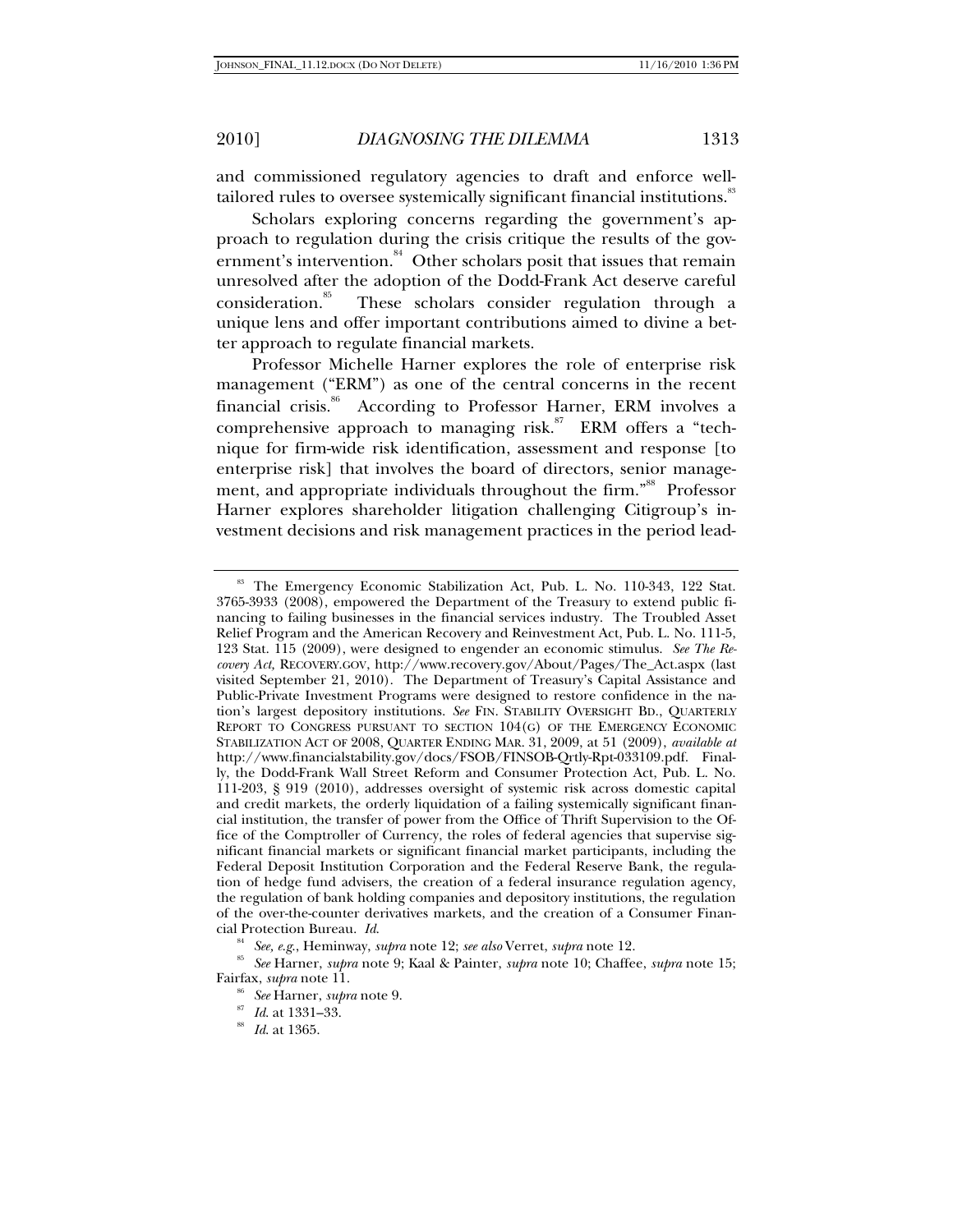and commissioned regulatory agencies to draft and enforce well-tailored rules to oversee systemically significant financial institutions.[83]

Scholars exploring concerns regarding the government's approach to regulation during the crisis critique the results of the government's intervention.[84] Other scholars posit that issues that remain unresolved after the adoption of the Dodd-Frank Act deserve careful consideration.[85] These scholars consider regulation through a unique lens and offer important contributions aimed to divine a better approach to regulate financial markets.

Professor Michelle Harner explores the role of enterprise risk management ("ERM") as one of the central concerns in the recent financial crisis.[86] According to Professor Harner, ERM involves a comprehensive approach to managing risk.[87] ERM offers a "technique for firm-wide risk identification, assessment and response [to enterprise risk] that involves the board of directors, senior management, and appropriate individuals throughout the firm."[88] Professor Harner explores shareholder litigation challenging Citigroup's investment decisions and risk management practices in the period lead-

---

[83] The Emergency Economic Stabilization Act, Pub. L. No. 110-343, 122 Stat. 3765-3933 (2008), empowered the Department of the Treasury to extend public financing to failing businesses in the financial services industry. The Troubled Asset Relief Program and the American Recovery and Reinvestment Act, Pub. L. No. 111-5, 123 Stat. 115 (2009), were designed to engender an economic stimulus. *See The Recovery Act,* RECOVERY.GOV, http://www.recovery.gov/About/Pages/The_Act.aspx (last visited September 21, 2010). The Department of Treasury's Capital Assistance and Public-Private Investment Programs were designed to restore confidence in the nation's largest depository institutions. *See* FIN. STABILITY OVERSIGHT BD., QUARTERLY REPORT TO CONGRESS PURSUANT TO SECTION 104(G) OF THE EMERGENCY ECONOMIC STABILIZATION ACT OF 2008, QUARTER ENDING MAR. 31, 2009, at 51 (2009), *available at* http://www.financialstability.gov/docs/FSOB/FINSOB-Qrtly-Rpt-033109.pdf. Finally, the Dodd-Frank Wall Street Reform and Consumer Protection Act, Pub. L. No. 111-203, § 919 (2010), addresses oversight of systemic risk across domestic capital and credit markets, the orderly liquidation of a failing systemically significant financial institution, the transfer of power from the Office of Thrift Supervision to the Office of the Comptroller of Currency, the roles of federal agencies that supervise significant financial markets or significant financial market participants, including the Federal Deposit Institution Corporation and the Federal Reserve Bank, the regulation of hedge fund advisers, the creation of a federal insurance regulation agency, the regulation of bank holding companies and depository institutions, the regulation of the over-the-counter derivatives markets, and the creation of a Consumer Financial Protection Bureau. *Id.*

[84] *See, e.g.*, Heminway, *supra* note 12; *see also* Verret, *supra* note 12.

[85] *See* Harner, *supra* note 9; Kaal & Painter, *supra* note 10; Chaffee, *supra* note 15; Fairfax, *supra* note 11.

[86] *See* Harner, *supra* note 9.

[87] *Id.* at 1331–33.

[88] *Id.* at 1365.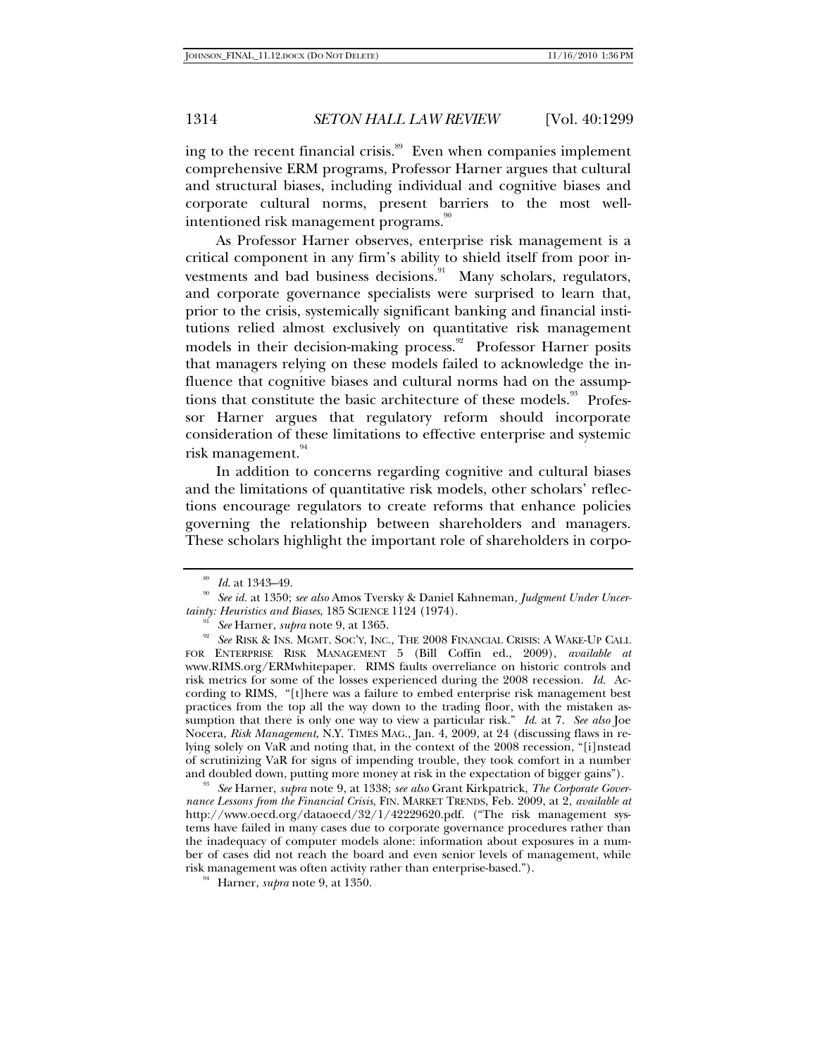ing to the recent financial crisis.[89] Even when companies implement comprehensive ERM programs, Professor Harner argues that cultural and structural biases, including individual and cognitive biases and corporate cultural norms, present barriers to the most well-intentioned risk management programs.[90]

As Professor Harner observes, enterprise risk management is a critical component in any firm's ability to shield itself from poor investments and bad business decisions.[91] Many scholars, regulators, and corporate governance specialists were surprised to learn that, prior to the crisis, systemically significant banking and financial institutions relied almost exclusively on quantitative risk management models in their decision-making process.[92] Professor Harner posits that managers relying on these models failed to acknowledge the influence that cognitive biases and cultural norms had on the assumptions that constitute the basic architecture of these models.[93] Professor Harner argues that regulatory reform should incorporate consideration of these limitations to effective enterprise and systemic risk management.[94]

In addition to concerns regarding cognitive and cultural biases and the limitations of quantitative risk models, other scholars' reflections encourage regulators to create reforms that enhance policies governing the relationship between shareholders and managers. These scholars highlight the important role of shareholders in corpo-

---

[89] *Id.* at 1343–49.

[90] *See id.* at 1350; *see also* Amos Tversky & Daniel Kahneman, *Judgment Under Uncertainty: Heuristics and Biases*, 185 SCIENCE 1124 (1974).

[91] *See* Harner, *supra* note 9, at 1365.

[92] *See* RISK & INS. MGMT. SOC'Y, INC., THE 2008 FINANCIAL CRISIS: A WAKE-UP CALL FOR ENTERPRISE RISK MANAGEMENT 5 (Bill Coffin ed., 2009), *available at* www.RIMS.org/ERMwhitepaper. RIMS faults overreliance on historic controls and risk metrics for some of the losses experienced during the 2008 recession. *Id.* According to RIMS, "[t]here was a failure to embed enterprise risk management best practices from the top all the way down to the trading floor, with the mistaken assumption that there is only one way to view a particular risk." *Id.* at 7. *See also* Joe Nocera, *Risk Management*, N.Y. TIMES MAG., Jan. 4, 2009, at 24 (discussing flaws in relying solely on VaR and noting that, in the context of the 2008 recession, "[i]nstead of scrutinizing VaR for signs of impending trouble, they took comfort in a number and doubled down, putting more money at risk in the expectation of bigger gains").

[93] *See* Harner, *supra* note 9, at 1338; *see also* Grant Kirkpatrick, *The Corporate Governance Lessons from the Financial Crisis*, FIN. MARKET TRENDS, Feb. 2009, at 2, *available at* http://www.oecd.org/dataoecd/32/1/42229620.pdf. ("The risk management systems have failed in many cases due to corporate governance procedures rather than the inadequacy of computer models alone: information about exposures in a number of cases did not reach the board and even senior levels of management, while risk management was often activity rather than enterprise-based.").

[94] Harner, *supra* note 9, at 1350.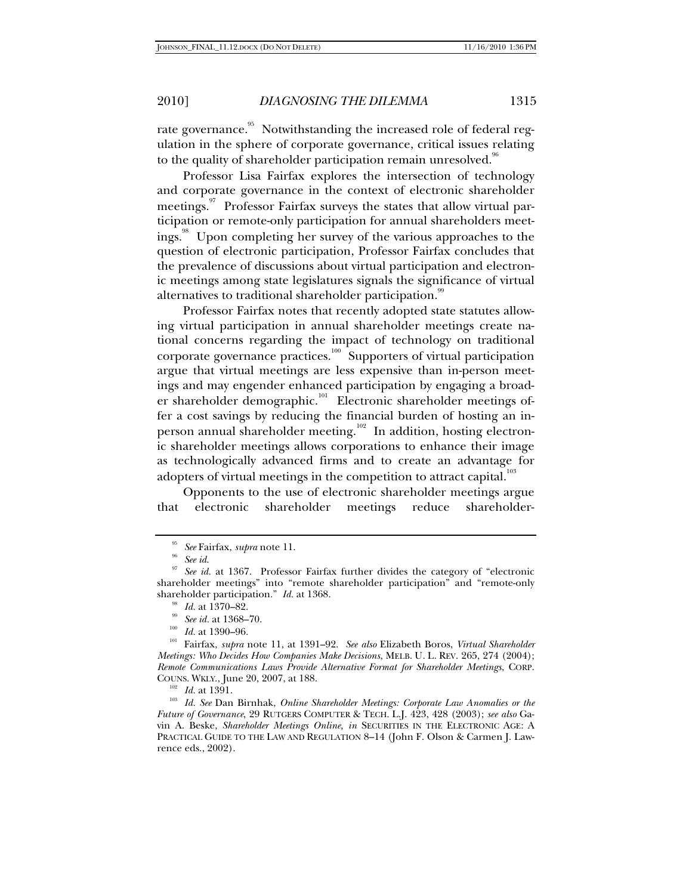rate governance.[95] Notwithstanding the increased role of federal regulation in the sphere of corporate governance, critical issues relating to the quality of shareholder participation remain unresolved.[96]

Professor Lisa Fairfax explores the intersection of technology and corporate governance in the context of electronic shareholder meetings.[97] Professor Fairfax surveys the states that allow virtual participation or remote-only participation for annual shareholders meetings.[98] Upon completing her survey of the various approaches to the question of electronic participation, Professor Fairfax concludes that the prevalence of discussions about virtual participation and electronic meetings among state legislatures signals the significance of virtual alternatives to traditional shareholder participation.[99]

Professor Fairfax notes that recently adopted state statutes allowing virtual participation in annual shareholder meetings create national concerns regarding the impact of technology on traditional corporate governance practices.[100] Supporters of virtual participation argue that virtual meetings are less expensive than in-person meetings and may engender enhanced participation by engaging a broader shareholder demographic.[101] Electronic shareholder meetings offer a cost savings by reducing the financial burden of hosting an in-person annual shareholder meeting.[102] In addition, hosting electronic shareholder meetings allows corporations to enhance their image as technologically advanced firms and to create an advantage for adopters of virtual meetings in the competition to attract capital.[103]

Opponents to the use of electronic shareholder meetings argue that electronic shareholder meetings reduce shareholder-

---

[95] *See* Fairfax, *supra* note 11.

[96] *See id.*

[97] *See id.* at 1367. Professor Fairfax further divides the category of "electronic shareholder meetings" into "remote shareholder participation" and "remote-only shareholder participation." *Id.* at 1368.

[98] *Id.* at 1370–82.

[99] *See id*. at 1368–70.

[100] *Id.* at 1390–96.

[101] Fairfax, *supra* note 11, at 1391–92. *See also* Elizabeth Boros, *Virtual Shareholder Meetings: Who Decides How Companies Make Decisions*, MELB. U. L. REV. 265, 274 (2004); *Remote Communications Laws Provide Alternative Format for Shareholder Meetings*, CORP. COUNS. WKLY., June 20, 2007, at 188.

[102] *Id.* at 1391.

[103] *Id. See* Dan Birnhak, *Online Shareholder Meetings: Corporate Law Anomalies or the Future of Governance*, 29 RUTGERS COMPUTER & TECH. L.J. 423, 428 (2003); *see also* Gavin A. Beske, *Shareholder Meetings Online, in* SECURITIES IN THE ELECTRONIC AGE: A PRACTICAL GUIDE TO THE LAW AND REGULATION 8–14 (John F. Olson & Carmen J. Lawrence eds., 2002).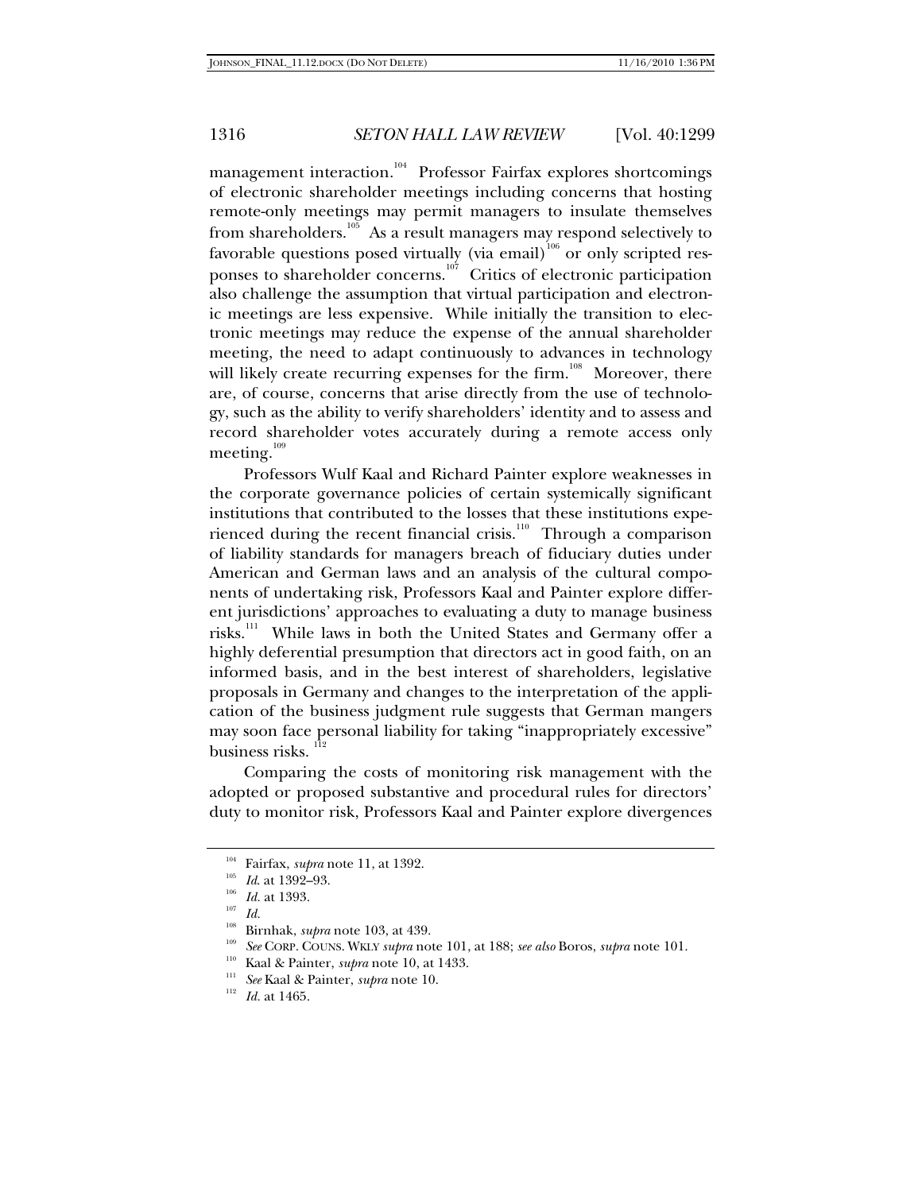management interaction.[104] Professor Fairfax explores shortcomings of electronic shareholder meetings including concerns that hosting remote-only meetings may permit managers to insulate themselves from shareholders.[105] As a result managers may respond selectively to favorable questions posed virtually (via email)[106] or only scripted responses to shareholder concerns.[107] Critics of electronic participation also challenge the assumption that virtual participation and electronic meetings are less expensive. While initially the transition to electronic meetings may reduce the expense of the annual shareholder meeting, the need to adapt continuously to advances in technology will likely create recurring expenses for the firm.[108] Moreover, there are, of course, concerns that arise directly from the use of technology, such as the ability to verify shareholders' identity and to assess and record shareholder votes accurately during a remote access only meeting.[109]

Professors Wulf Kaal and Richard Painter explore weaknesses in the corporate governance policies of certain systemically significant institutions that contributed to the losses that these institutions experienced during the recent financial crisis.[110] Through a comparison of liability standards for managers breach of fiduciary duties under American and German laws and an analysis of the cultural components of undertaking risk, Professors Kaal and Painter explore different jurisdictions' approaches to evaluating a duty to manage business risks.[111] While laws in both the United States and Germany offer a highly deferential presumption that directors act in good faith, on an informed basis, and in the best interest of shareholders, legislative proposals in Germany and changes to the interpretation of the application of the business judgment rule suggests that German mangers may soon face personal liability for taking "inappropriately excessive" business risks.[112]

Comparing the costs of monitoring risk management with the adopted or proposed substantive and procedural rules for directors' duty to monitor risk, Professors Kaal and Painter explore divergences

---

[104] Fairfax, *supra* note 11, at 1392.

[105] *Id*. at 1392–93.

[106] *Id.* at 1393.

[107] *Id.*

[108] Birnhak, *supra* note 103, at 439.

[109] *See* CORP. COUNS. WKLY *supra* note 101, at 188; *see also* Boros, *supra* note 101.

[110] Kaal & Painter, *supra* note 10, at 1433.

[111] *See* Kaal & Painter, *supra* note 10.

[112] *Id.* at 1465.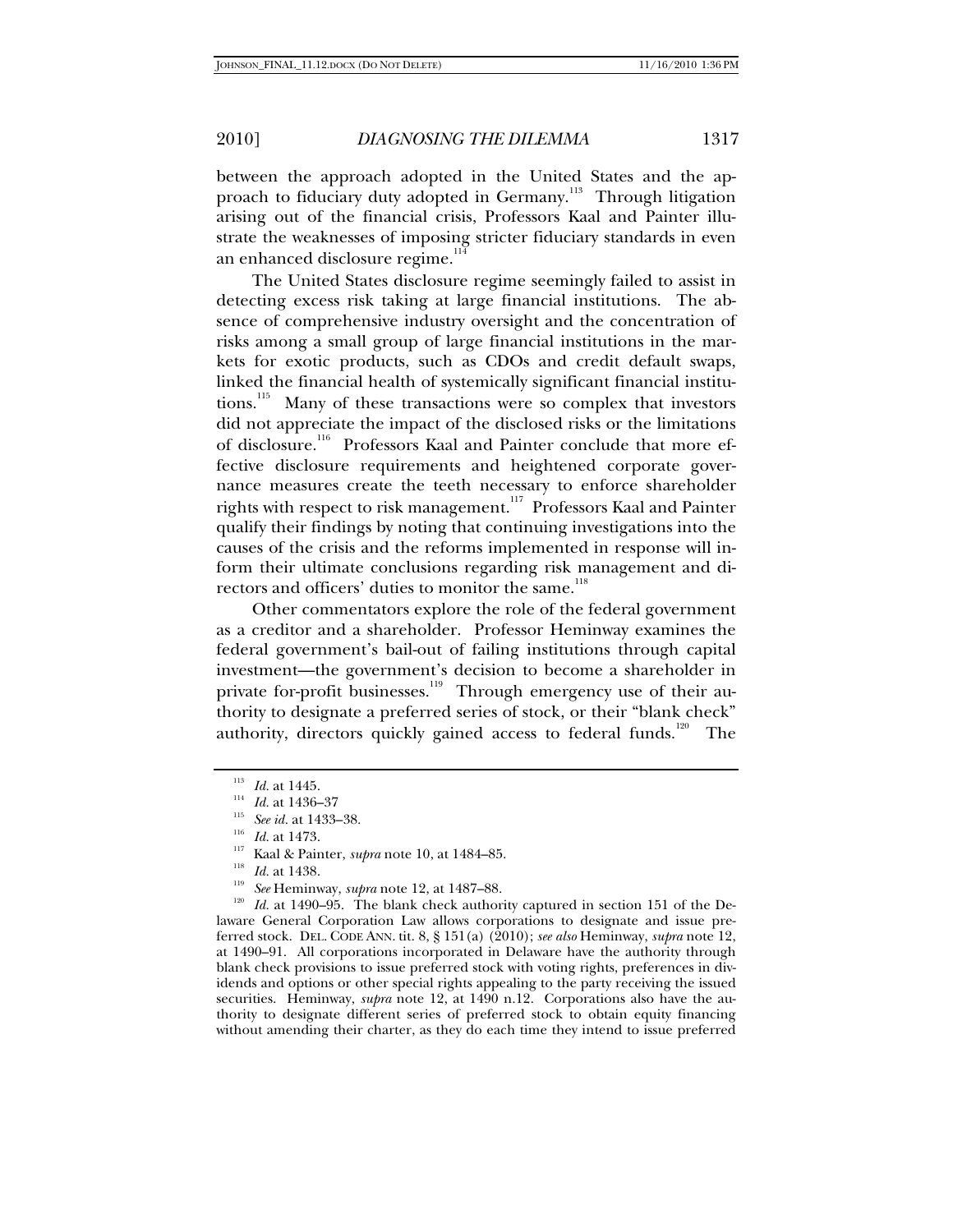between the approach adopted in the United States and the approach to fiduciary duty adopted in Germany.[113] Through litigation arising out of the financial crisis, Professors Kaal and Painter illustrate the weaknesses of imposing stricter fiduciary standards in even an enhanced disclosure regime.[114]

The United States disclosure regime seemingly failed to assist in detecting excess risk taking at large financial institutions. The absence of comprehensive industry oversight and the concentration of risks among a small group of large financial institutions in the markets for exotic products, such as CDOs and credit default swaps, linked the financial health of systemically significant financial institutions.[115] Many of these transactions were so complex that investors did not appreciate the impact of the disclosed risks or the limitations of disclosure.[116] Professors Kaal and Painter conclude that more effective disclosure requirements and heightened corporate governance measures create the teeth necessary to enforce shareholder rights with respect to risk management.[117] Professors Kaal and Painter qualify their findings by noting that continuing investigations into the causes of the crisis and the reforms implemented in response will inform their ultimate conclusions regarding risk management and directors and officers' duties to monitor the same.[118]

Other commentators explore the role of the federal government as a creditor and a shareholder. Professor Heminway examines the federal government's bail-out of failing institutions through capital investment—the government's decision to become a shareholder in private for-profit businesses.[119] Through emergency use of their authority to designate a preferred series of stock, or their "blank check" authority, directors quickly gained access to federal funds.[120] The

---

[113] *Id.* at 1445.

[114] *Id.* at 1436–37

[115] *See id.* at 1433–38.

[116] *Id.* at 1473.

[117] Kaal & Painter, *supra* note 10, at 1484–85.

[118] *Id.* at 1438.

[119] *See* Heminway, *supra* note 12, at 1487–88.

[120] *Id.* at 1490–95. The blank check authority captured in section 151 of the Delaware General Corporation Law allows corporations to designate and issue preferred stock. DEL. CODE ANN. tit. 8, § 151(a) (2010); *see also* Heminway, *supra* note 12, at 1490–91. All corporations incorporated in Delaware have the authority through blank check provisions to issue preferred stock with voting rights, preferences in dividends and options or other special rights appealing to the party receiving the issued securities. Heminway, *supra* note 12, at 1490 n.12. Corporations also have the authority to designate different series of preferred stock to obtain equity financing without amending their charter, as they do each time they intend to issue preferred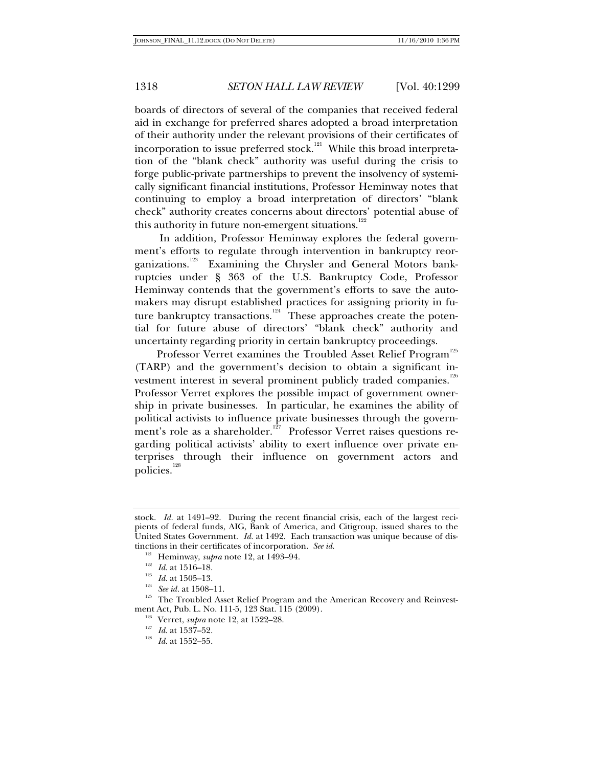boards of directors of several of the companies that received federal aid in exchange for preferred shares adopted a broad interpretation of their authority under the relevant provisions of their certificates of incorporation to issue preferred stock.[121] While this broad interpretation of the "blank check" authority was useful during the crisis to forge public-private partnerships to prevent the insolvency of systemically significant financial institutions, Professor Heminway notes that continuing to employ a broad interpretation of directors' "blank check" authority creates concerns about directors' potential abuse of this authority in future non-emergent situations.[122]

In addition, Professor Heminway explores the federal government's efforts to regulate through intervention in bankruptcy reorganizations.[123] Examining the Chrysler and General Motors bankruptcies under § 363 of the U.S. Bankruptcy Code, Professor Heminway contends that the government's efforts to save the automakers may disrupt established practices for assigning priority in future bankruptcy transactions.[124] These approaches create the potential for future abuse of directors' "blank check" authority and uncertainty regarding priority in certain bankruptcy proceedings.

Professor Verret examines the Troubled Asset Relief Program[125] (TARP) and the government's decision to obtain a significant investment interest in several prominent publicly traded companies.[126] Professor Verret explores the possible impact of government ownership in private businesses. In particular, he examines the ability of political activists to influence private businesses through the government's role as a shareholder.[127] Professor Verret raises questions regarding political activists' ability to exert influence over private enterprises through their influence on government actors and policies.[128]

---

stock. *Id.* at 1491–92. During the recent financial crisis, each of the largest recipients of federal funds, AIG, Bank of America, and Citigroup, issued shares to the United States Government. *Id.* at 1492. Each transaction was unique because of distinctions in their certificates of incorporation. *See id.*

[121] Heminway, *supra* note 12, at 1493–94.

[122] *Id.* at 1516–18.

[123] *Id.* at 1505–13.

[124] *See id.* at 1508–11.

[125] The Troubled Asset Relief Program and the American Recovery and Reinvestment Act, Pub. L. No. 111-5, 123 Stat. 115 (2009).

[126] Verret, *supra* note 12, at 1522–28.

[127] *Id.* at 1537–52.

[128] *Id.* at 1552–55.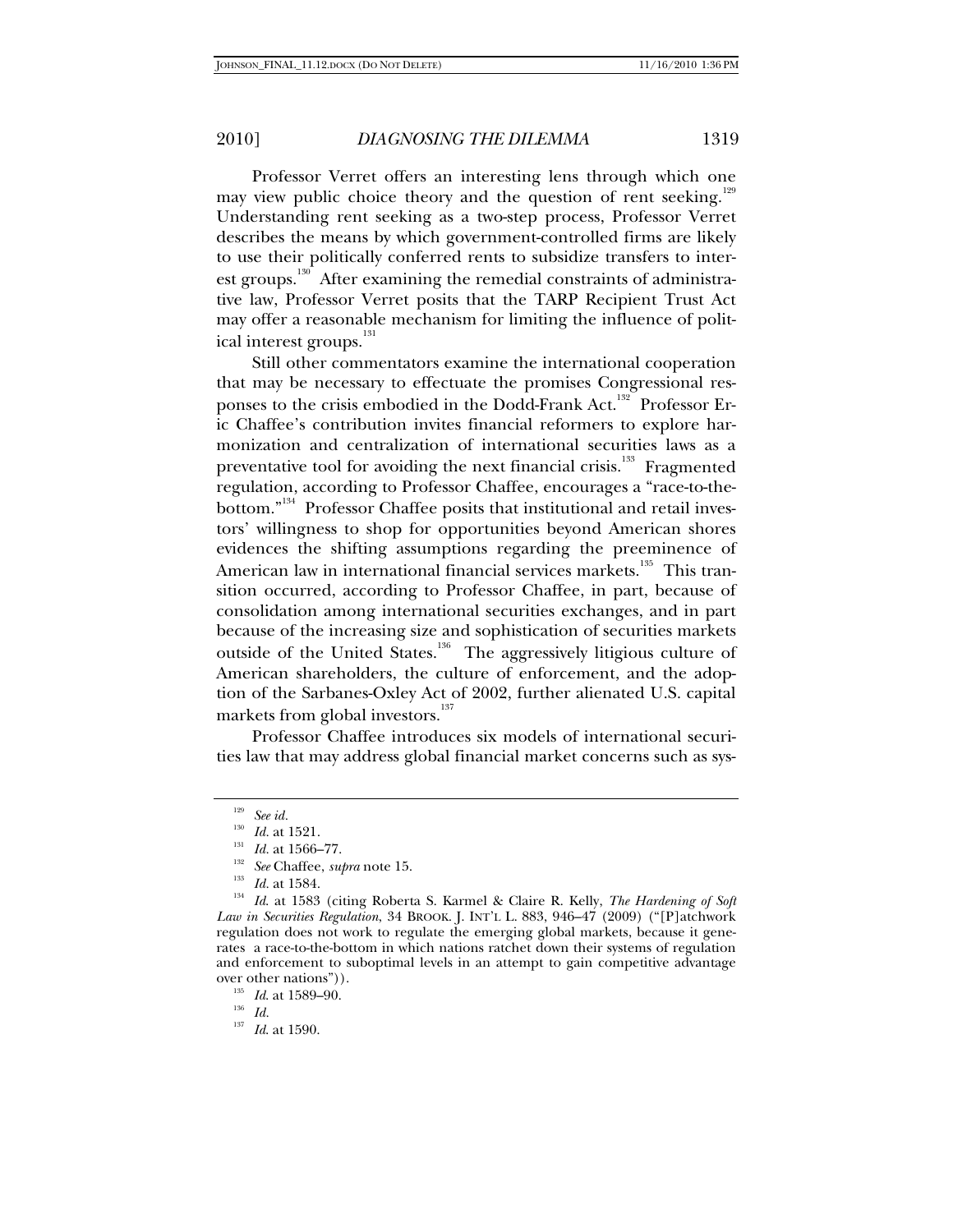Professor Verret offers an interesting lens through which one may view public choice theory and the question of rent seeking.[129] Understanding rent seeking as a two-step process, Professor Verret describes the means by which government-controlled firms are likely to use their politically conferred rents to subsidize transfers to interest groups.[130] After examining the remedial constraints of administrative law, Professor Verret posits that the TARP Recipient Trust Act may offer a reasonable mechanism for limiting the influence of political interest groups.[131]

Still other commentators examine the international cooperation that may be necessary to effectuate the promises Congressional responses to the crisis embodied in the Dodd-Frank Act.[132] Professor Eric Chaffee's contribution invites financial reformers to explore harmonization and centralization of international securities laws as a preventative tool for avoiding the next financial crisis.[133] Fragmented regulation, according to Professor Chaffee, encourages a "race-to-the-bottom."[134] Professor Chaffee posits that institutional and retail investors' willingness to shop for opportunities beyond American shores evidences the shifting assumptions regarding the preeminence of American law in international financial services markets.[135] This transition occurred, according to Professor Chaffee, in part, because of consolidation among international securities exchanges, and in part because of the increasing size and sophistication of securities markets outside of the United States.[136] The aggressively litigious culture of American shareholders, the culture of enforcement, and the adoption of the Sarbanes-Oxley Act of 2002, further alienated U.S. capital markets from global investors.[137]

Professor Chaffee introduces six models of international securities law that may address global financial market concerns such as sys-

---

[129] *See id.*

[130] *Id.* at 1521.

[131] *Id.* at 1566–77.

[132] *See* Chaffee, *supra* note 15.

[133] *Id.* at 1584.

[134] *Id.* at 1583 (citing Roberta S. Karmel & Claire R. Kelly, *The Hardening of Soft Law in Securities Regulation*, 34 BROOK. J. INT'L L. 883, 946–47 (2009) ("[P]atchwork regulation does not work to regulate the emerging global markets, because it generates a race-to-the-bottom in which nations ratchet down their systems of regulation and enforcement to suboptimal levels in an attempt to gain competitive advantage over other nations")).

[135] *Id.* at 1589–90.

[136] *Id.*

[137] *Id.* at 1590.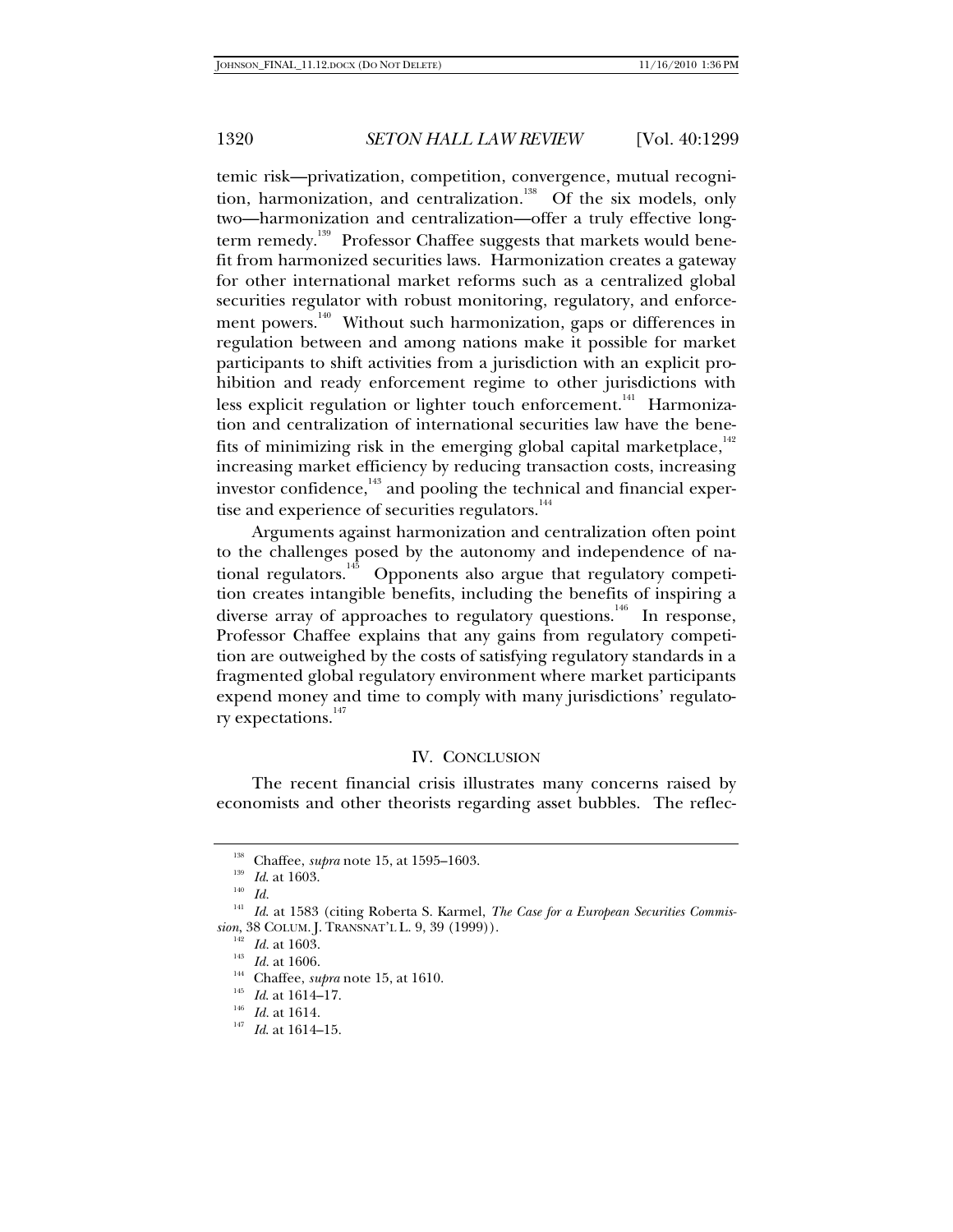temic risk—privatization, competition, convergence, mutual recognition, harmonization, and centralization.[138] Of the six models, only two—harmonization and centralization—offer a truly effective long-term remedy.[139] Professor Chaffee suggests that markets would benefit from harmonized securities laws. Harmonization creates a gateway for other international market reforms such as a centralized global securities regulator with robust monitoring, regulatory, and enforcement powers.[140] Without such harmonization, gaps or differences in regulation between and among nations make it possible for market participants to shift activities from a jurisdiction with an explicit prohibition and ready enforcement regime to other jurisdictions with less explicit regulation or lighter touch enforcement.[141] Harmonization and centralization of international securities law have the benefits of minimizing risk in the emerging global capital marketplace,[142] increasing market efficiency by reducing transaction costs, increasing investor confidence,[143] and pooling the technical and financial expertise and experience of securities regulators.[144]

Arguments against harmonization and centralization often point to the challenges posed by the autonomy and independence of national regulators.[145] Opponents also argue that regulatory competition creates intangible benefits, including the benefits of inspiring a diverse array of approaches to regulatory questions.[146] In response, Professor Chaffee explains that any gains from regulatory competition are outweighed by the costs of satisfying regulatory standards in a fragmented global regulatory environment where market participants expend money and time to comply with many jurisdictions' regulatory expectations.[147]

## IV. CONCLUSION

The recent financial crisis illustrates many concerns raised by economists and other theorists regarding asset bubbles. The reflec-

---

[138] Chaffee, *supra* note 15, at 1595–1603.

[139] *Id.* at 1603.

[140] *Id.*

[141] *Id.* at 1583 (citing Roberta S. Karmel, *The Case for a European Securities Commission*, 38 COLUM. J. TRANSNAT'L L. 9, 39 (1999)).

[142] *Id.* at 1603.

[143] *Id.* at 1606.

[144] Chaffee, *supra* note 15, at 1610.

[145] *Id.* at 1614–17.

[146] *Id.* at 1614.

[147] *Id.* at 1614–15.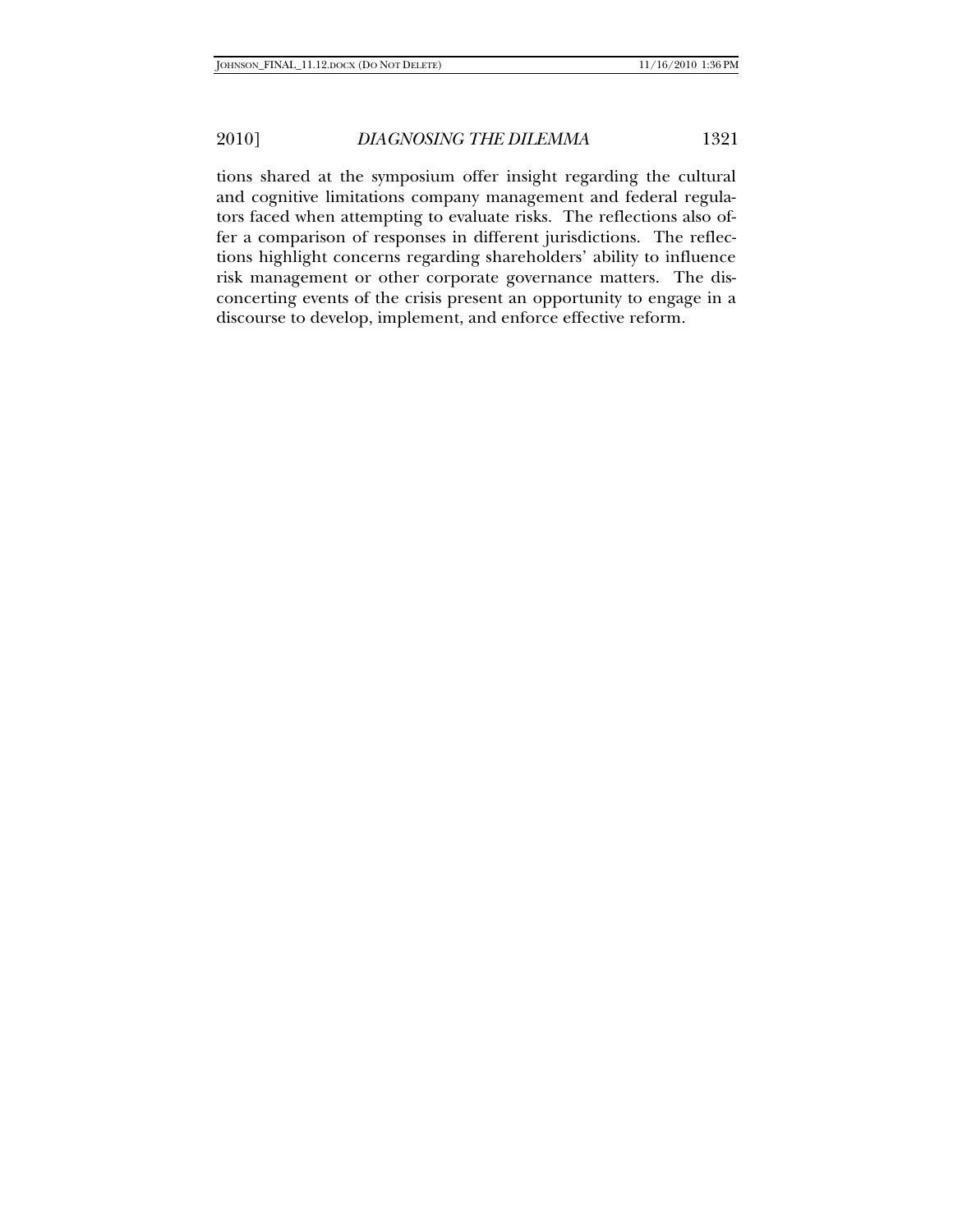tions shared at the symposium offer insight regarding the cultural and cognitive limitations company management and federal regulators faced when attempting to evaluate risks. The reflections also offer a comparison of responses in different jurisdictions. The reflections highlight concerns regarding shareholders' ability to influence risk management or other corporate governance matters. The disconcerting events of the crisis present an opportunity to engage in a discourse to develop, implement, and enforce effective reform.